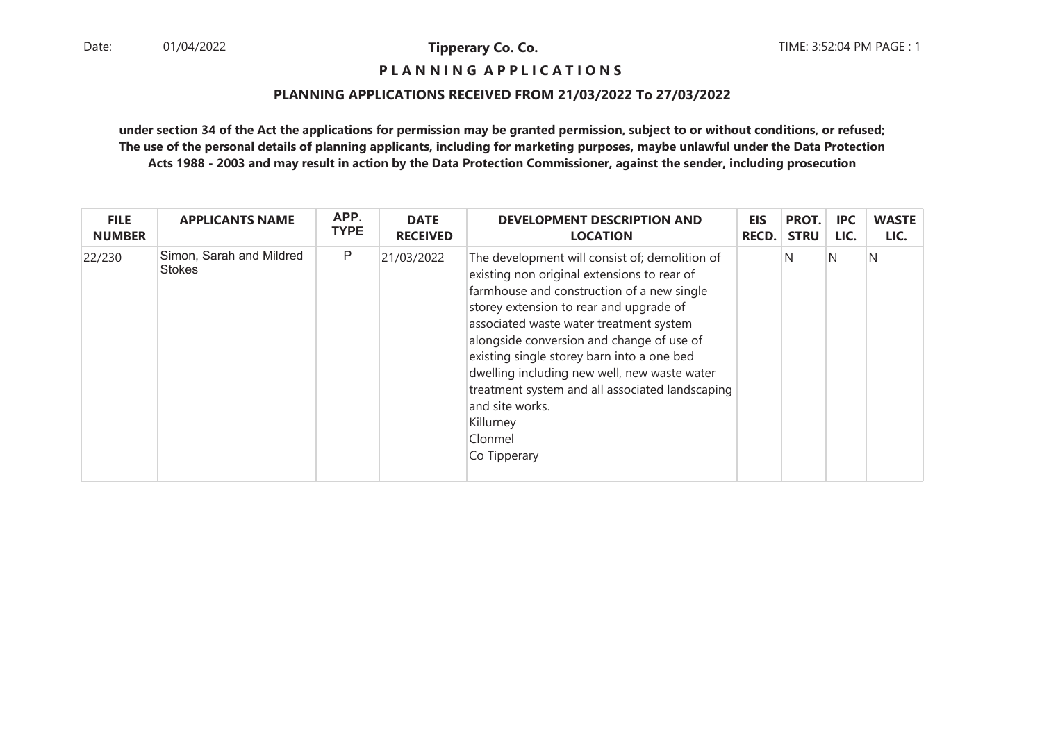Date: 01/04/2022

**Tipperary Co. Co.**

TIME: 3:52:04 PM PAGE : 1

## P L A N N I N G   A P P L I C A T I O N S

### PLANNING APPLICATIONS RECEIVED FROM 21/03/2022 To 27/03/2022

**under section 34 of the Act the applications for permission may be granted permission, subject to or without conditions, or refused; The use of the personal details of planning applicants, including for marketing purposes, maybe unlawful under the Data Protection Acts 1988 - 2003 and may result in action by the Data Protection Commissioner, against the sender, including prosecution**

| FILE NUMBER | APPLICANTS NAME | APP. TYPE | DATE RECEIVED | DEVELOPMENT DESCRIPTION AND LOCATION | EIS RECD. | PROT. STRU | IPC LIC. | WASTE LIC. |
|---|---|---|---|---|---|---|---|---|
| 22/230 | Simon, Sarah and Mildred Stokes | P | 21/03/2022 | The development will consist of; demolition of existing non original extensions to rear of farmhouse and construction of a new single storey extension to rear and upgrade of associated waste water treatment system alongside conversion and change of use of existing single storey barn into a one bed dwelling including new well, new waste water treatment system and all associated landscaping and site works.<br>Killurney<br>Clonmel<br>Co Tipperary | | N | N | N |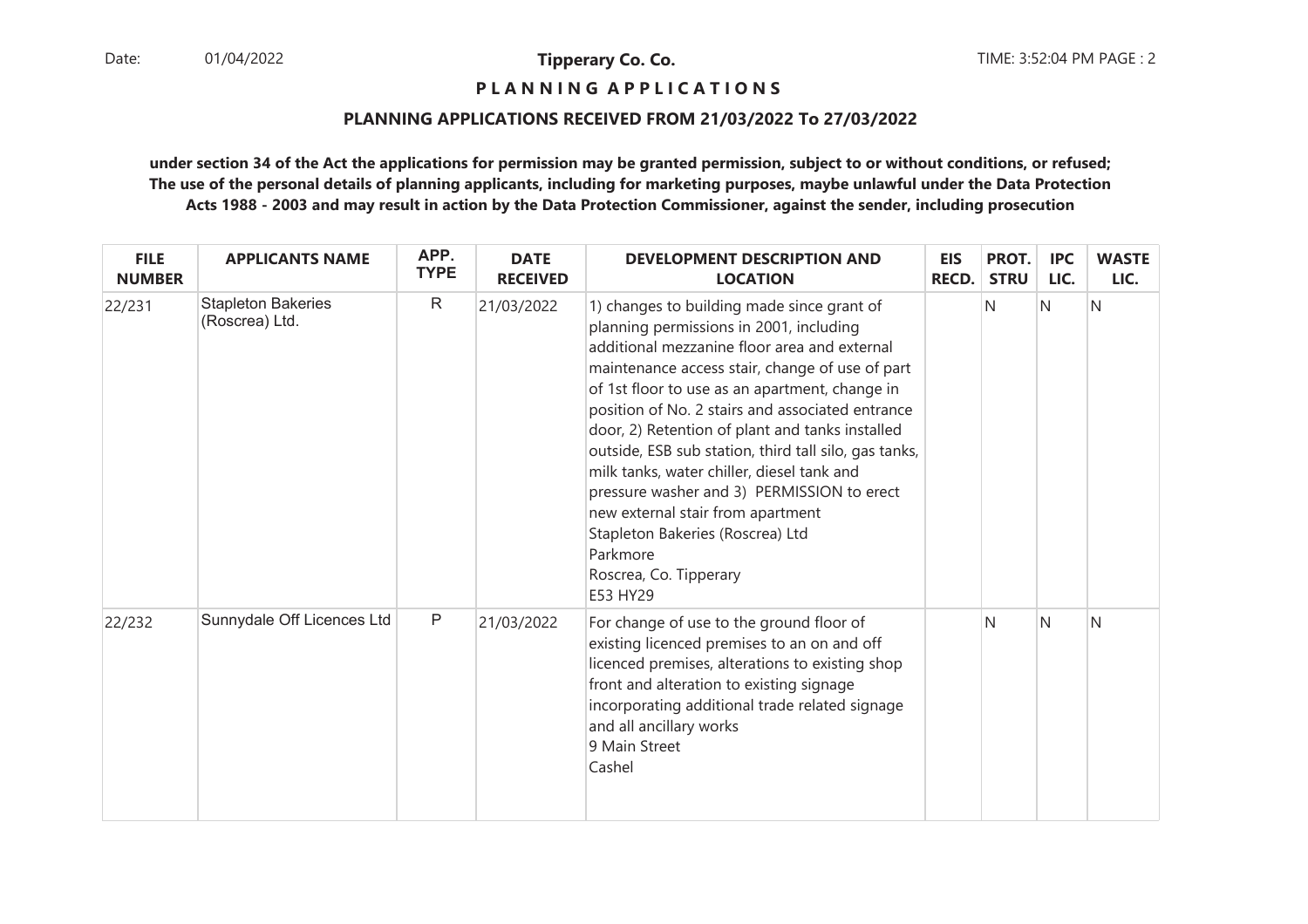**Tipperary Co. Co.**

**P L A N N I N G A P P L I C A T I O N S**

**PLANNING APPLICATIONS RECEIVED FROM 21/03/2022 To 27/03/2022**

**under section 34 of the Act the applications for permission may be granted permission, subject to or without conditions, or refused; The use of the personal details of planning applicants, including for marketing purposes, maybe unlawful under the Data Protection Acts 1988 - 2003 and may result in action by the Data Protection Commissioner, against the sender, including prosecution**

| FILE NUMBER | APPLICANTS NAME | APP. TYPE | DATE RECEIVED | DEVELOPMENT DESCRIPTION AND LOCATION | EIS RECD. | PROT. STRU | IPC LIC. | WASTE LIC. |
|---|---|---|---|---|---|---|---|---|
| 22/231 | Stapleton Bakeries (Roscrea) Ltd. | R | 21/03/2022 | 1) changes to building made since grant of planning permissions in 2001, including additional mezzanine floor area and external maintenance access stair, change of use of part of 1st floor to use as an apartment, change in position of No. 2 stairs and associated entrance door, 2) Retention of plant and tanks installed outside, ESB sub station, third tall silo, gas tanks, milk tanks, water chiller, diesel tank and pressure washer and 3) PERMISSION to erect new external stair from apartment<br>Stapleton Bakeries (Roscrea) Ltd<br>Parkmore<br>Roscrea, Co. Tipperary<br>E53 HY29 | | N | N | N |
| 22/232 | Sunnydale Off Licences Ltd | P | 21/03/2022 | For change of use to the ground floor of existing licenced premises to an on and off licenced premises, alterations to existing shop front and alteration to existing signage incorporating additional trade related signage and all ancillary works<br>9 Main Street<br>Cashel | | N | N | N |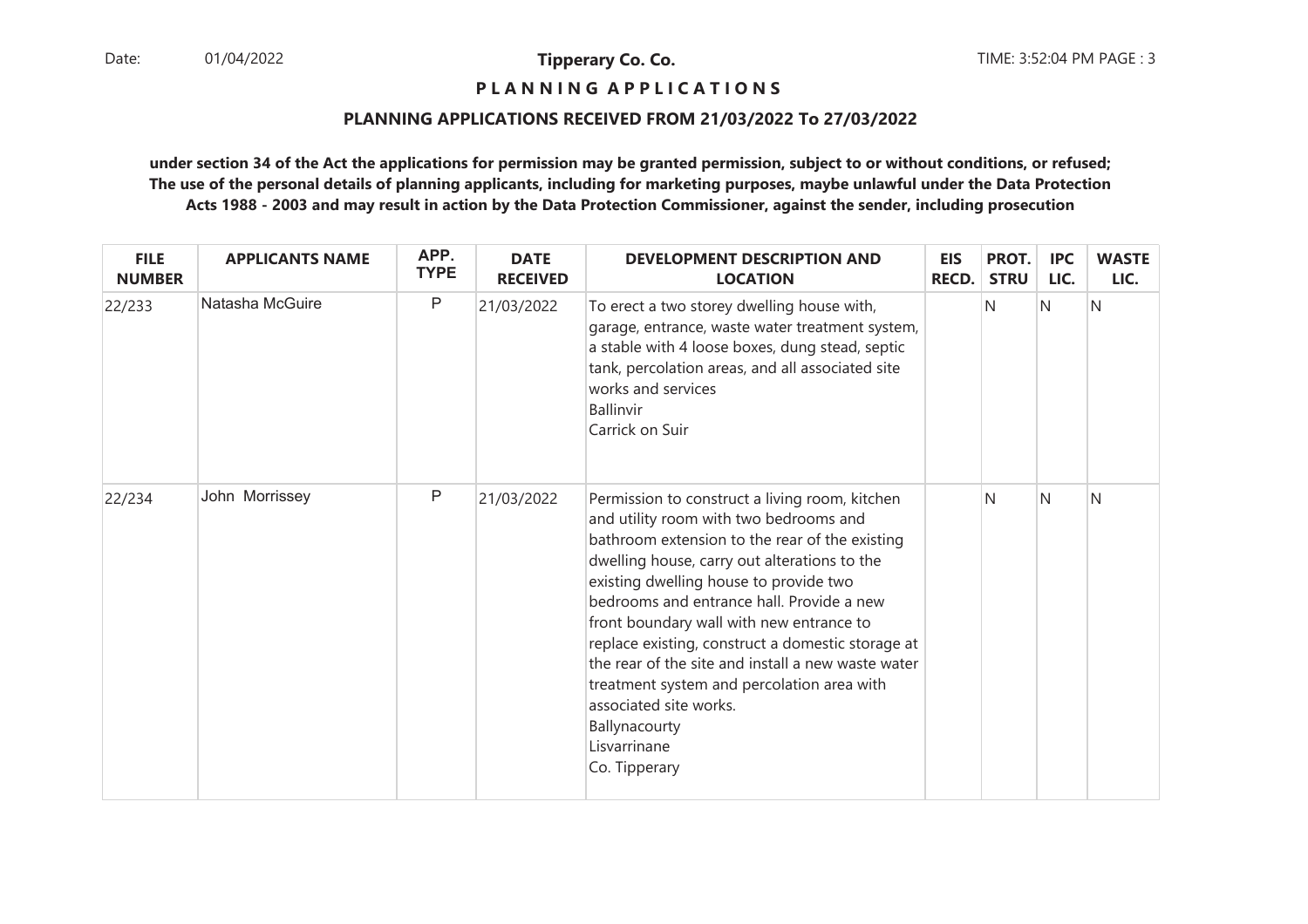**Tipperary Co. Co.**

## P L A N N I N G  A P P L I C A T I O N S

### PLANNING APPLICATIONS RECEIVED FROM 21/03/2022 To 27/03/2022

**under section 34 of the Act the applications for permission may be granted permission, subject to or without conditions, or refused; The use of the personal details of planning applicants, including for marketing purposes, maybe unlawful under the Data Protection Acts 1988 - 2003 and may result in action by the Data Protection Commissioner, against the sender, including prosecution**

| FILE NUMBER | APPLICANTS NAME | APP. TYPE | DATE RECEIVED | DEVELOPMENT DESCRIPTION AND LOCATION | EIS RECD. | PROT. STRU | IPC LIC. | WASTE LIC. |
|---|---|---|---|---|---|---|---|---|
| 22/233 | Natasha McGuire | P | 21/03/2022 | To erect a two storey dwelling house with, garage, entrance, waste water treatment system, a stable with 4 loose boxes, dung stead, septic tank, percolation areas, and all associated site works and services<br>Ballinvir<br>Carrick on Suir | | N | N | N |
| 22/234 | John Morrissey | P | 21/03/2022 | Permission to construct a living room, kitchen and utility room with two bedrooms and bathroom extension to the rear of the existing dwelling house, carry out alterations to the existing dwelling house to provide two bedrooms and entrance hall. Provide a new front boundary wall with new entrance to replace existing, construct a domestic storage at the rear of the site and install a new waste water treatment system and percolation area with associated site works.<br>Ballynacourty<br>Lisvarrinane<br>Co. Tipperary | | N | N | N |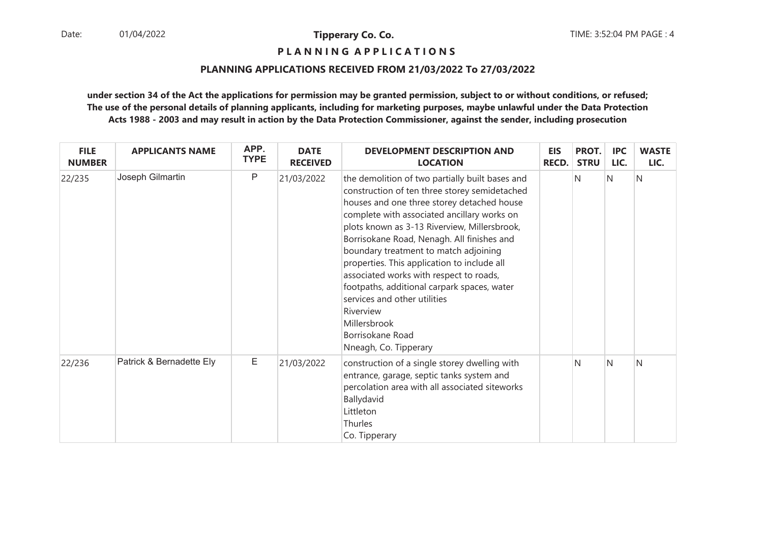**Tipperary Co. Co.**

**P L A N N I N G A P P L I C A T I O N S**

**PLANNING APPLICATIONS RECEIVED FROM 21/03/2022 To 27/03/2022**

**under section 34 of the Act the applications for permission may be granted permission, subject to or without conditions, or refused; The use of the personal details of planning applicants, including for marketing purposes, maybe unlawful under the Data Protection Acts 1988 - 2003 and may result in action by the Data Protection Commissioner, against the sender, including prosecution**

| FILE NUMBER | APPLICANTS NAME | APP. TYPE | DATE RECEIVED | DEVELOPMENT DESCRIPTION AND LOCATION | EIS RECD. | PROT. STRU | IPC LIC. | WASTE LIC. |
|---|---|---|---|---|---|---|---|---|
| 22/235 | Joseph Gilmartin | P | 21/03/2022 | the demolition of two partially built bases and construction of ten three storey semidetached houses and one three storey detached house complete with associated ancillary works on plots known as 3-13 Riverview, Millersbrook, Borrisokane Road, Nenagh. All finishes and boundary treatment to match adjoining properties. This application to include all associated works with respect to roads, footpaths, additional carpark spaces, water services and other utilities<br>Riverview<br>Millersbrook<br>Borrisokane Road<br>Nneagh, Co. Tipperary | | N | N | N |
| 22/236 | Patrick & Bernadette Ely | E | 21/03/2022 | construction of a single storey dwelling with entrance, garage, septic tanks system and percolation area with all associated siteworks<br>Ballydavid<br>Littleton<br>Thurles<br>Co. Tipperary | | N | N | N |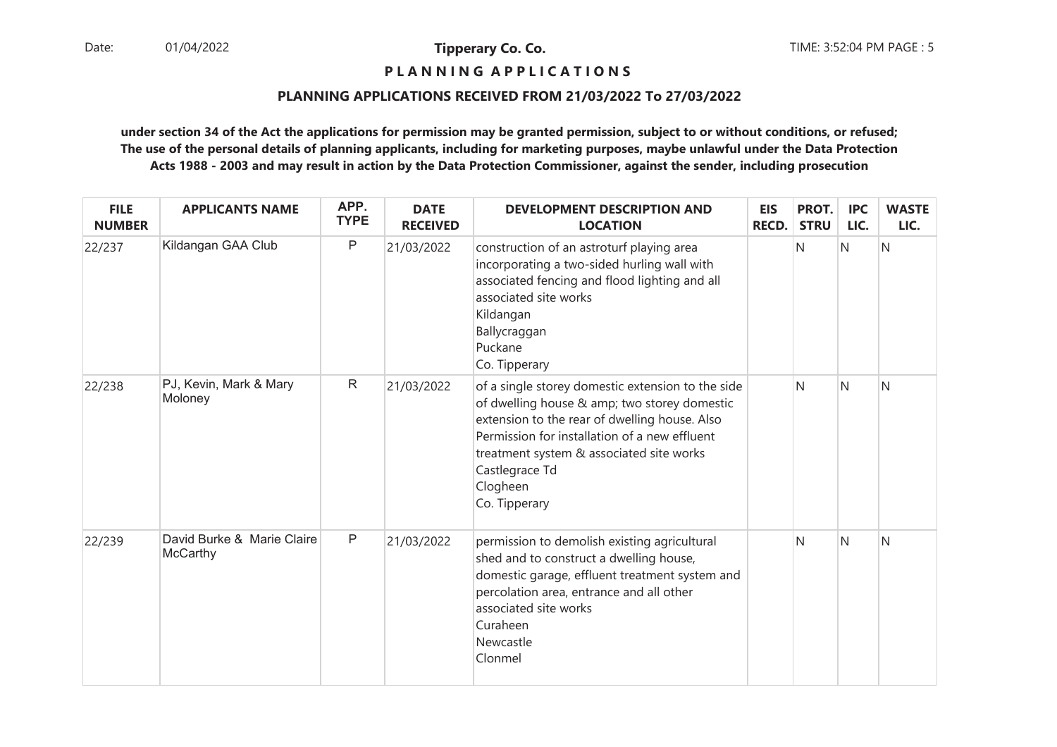**P L A N N I N G  A P P L I C A T I O N S**

**PLANNING APPLICATIONS RECEIVED FROM 21/03/2022 To 27/03/2022**

**under section 34 of the Act the applications for permission may be granted permission, subject to or without conditions, or refused; The use of the personal details of planning applicants, including for marketing purposes, maybe unlawful under the Data Protection Acts 1988 - 2003 and may result in action by the Data Protection Commissioner, against the sender, including prosecution**

| FILE NUMBER | APPLICANTS NAME | APP. TYPE | DATE RECEIVED | DEVELOPMENT DESCRIPTION AND LOCATION | EIS RECD. | PROT. STRU | IPC LIC. | WASTE LIC. |
|---|---|---|---|---|---|---|---|---|
| 22/237 | Kildangan GAA Club | P | 21/03/2022 | construction of an astroturf playing area incorporating a two-sided hurling wall with associated fencing and flood lighting and all associated site works<br>Kildangan<br>Ballycraggan<br>Puckane<br>Co. Tipperary | | N | N | N |
| 22/238 | PJ, Kevin, Mark & Mary Moloney | R | 21/03/2022 | of a single storey domestic extension to the side of dwelling house & amp; two storey domestic extension to the rear of dwelling house. Also Permission for installation of a new effluent treatment system & associated site works<br>Castlegrace Td<br>Clogheen<br>Co. Tipperary | | N | N | N |
| 22/239 | David Burke & Marie Claire McCarthy | P | 21/03/2022 | permission to demolish existing agricultural shed and to construct a dwelling house, domestic garage, effluent treatment system and percolation area, entrance and all other associated site works<br>Curaheen<br>Newcastle<br>Clonmel | | N | N | N |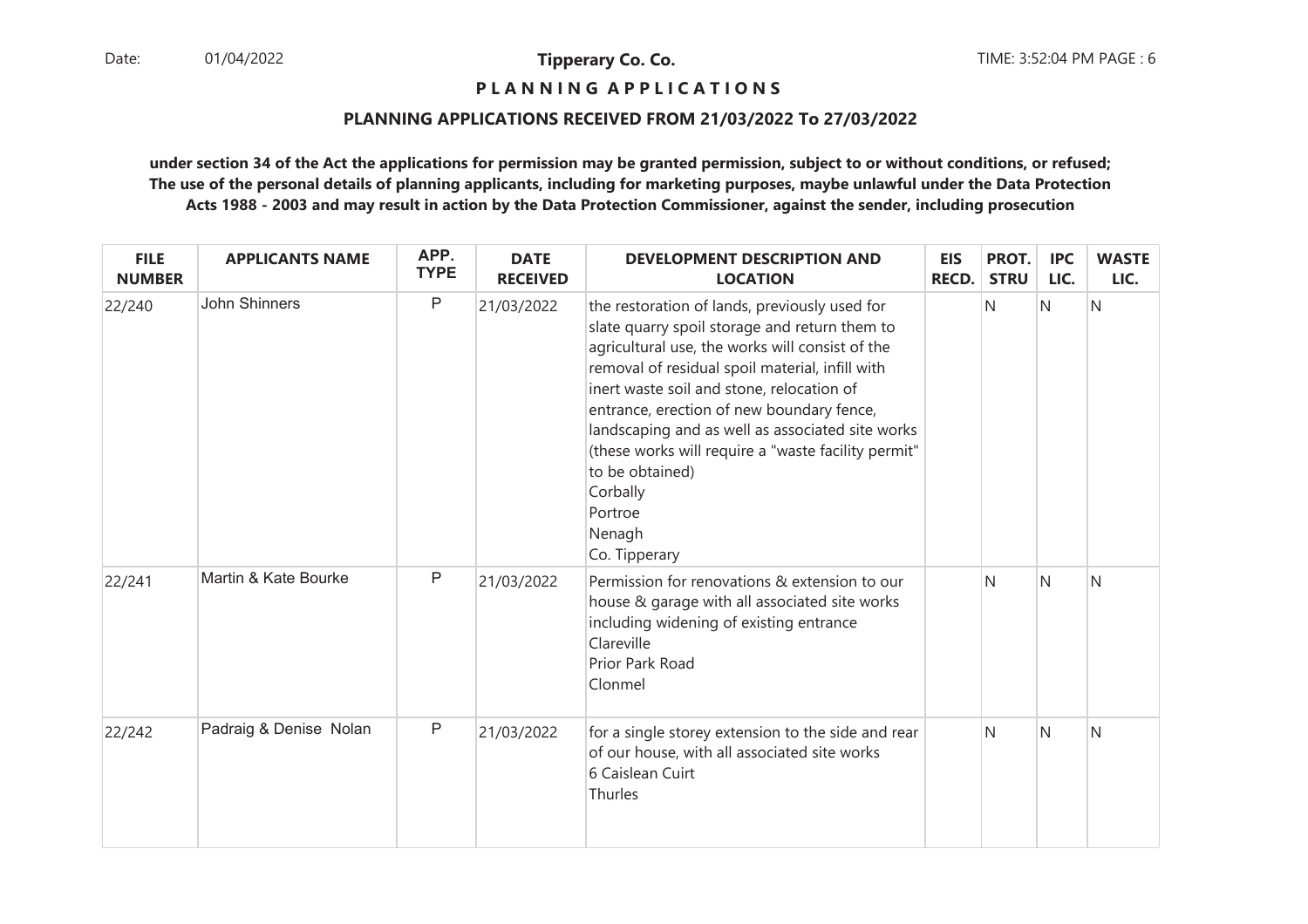**Tipperary Co. Co.**

**P L A N N I N G A P P L I C A T I O N S**

**PLANNING APPLICATIONS RECEIVED FROM 21/03/2022 To 27/03/2022**

**under section 34 of the Act the applications for permission may be granted permission, subject to or without conditions, or refused; The use of the personal details of planning applicants, including for marketing purposes, maybe unlawful under the Data Protection Acts 1988 - 2003 and may result in action by the Data Protection Commissioner, against the sender, including prosecution**

| FILE NUMBER | APPLICANTS NAME | APP. TYPE | DATE RECEIVED | DEVELOPMENT DESCRIPTION AND LOCATION | EIS RECD. | PROT. STRU | IPC LIC. | WASTE LIC. |
|---|---|---|---|---|---|---|---|---|
| 22/240 | John Shinners | P | 21/03/2022 | the restoration of lands, previously used for slate quarry spoil storage and return them to agricultural use, the works will consist of the removal of residual spoil material, infill with inert waste soil and stone, relocation of entrance, erection of new boundary fence, landscaping and as well as associated site works (these works will require a "waste facility permit" to be obtained)<br>Corbally<br>Portroe<br>Nenagh<br>Co. Tipperary | | N | N | N |
| 22/241 | Martin & Kate Bourke | P | 21/03/2022 | Permission for renovations & extension to our house & garage with all associated site works including widening of existing entrance<br>Clareville<br>Prior Park Road<br>Clonmel | | N | N | N |
| 22/242 | Padraig & Denise Nolan | P | 21/03/2022 | for a single storey extension to the side and rear of our house, with all associated site works<br>6 Caislean Cuirt<br>Thurles | | N | N | N |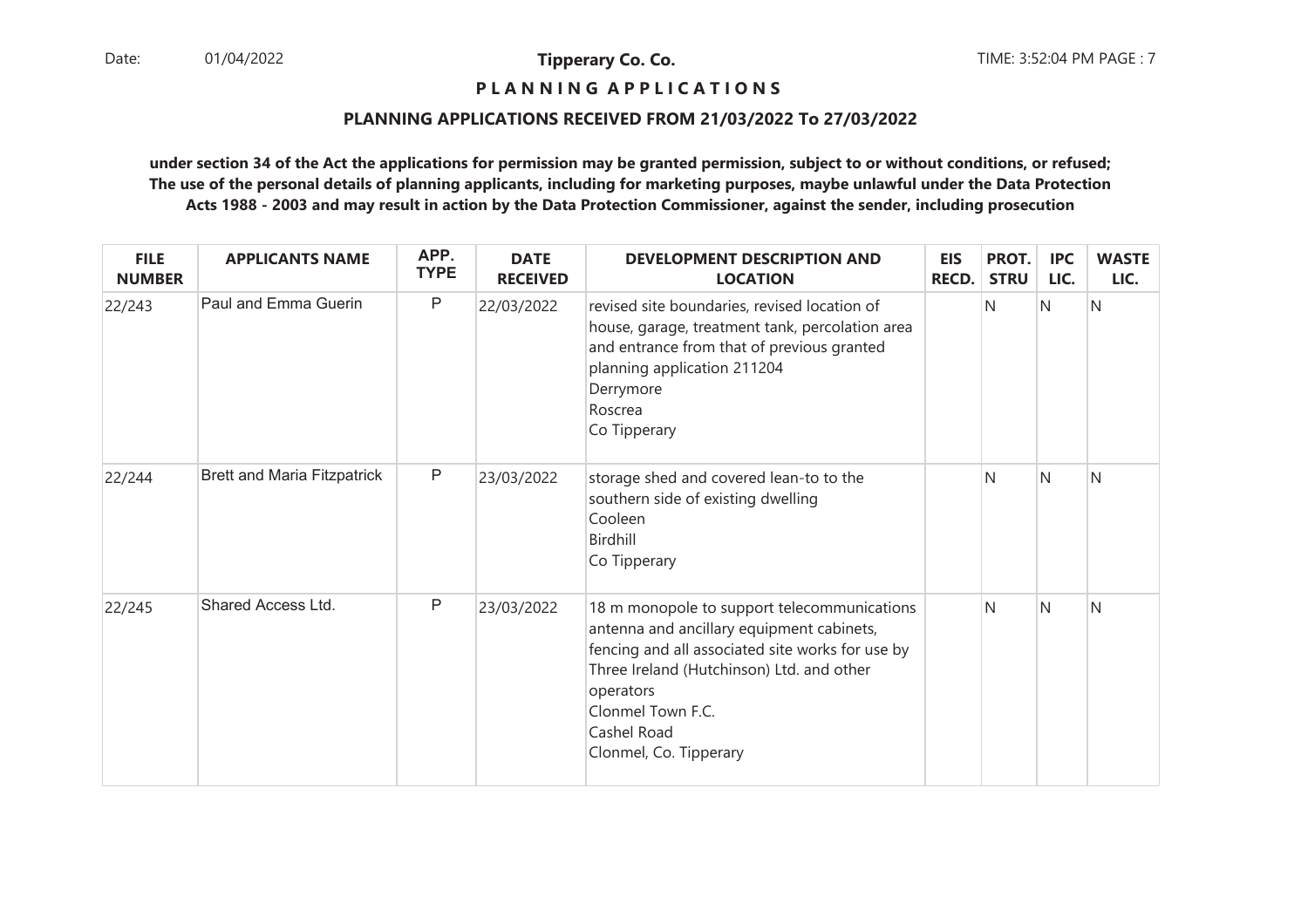**Tipperary Co. Co.**

**P L A N N I N G  A P P L I C A T I O N S**

**PLANNING APPLICATIONS RECEIVED FROM 21/03/2022 To 27/03/2022**

**under section 34 of the Act the applications for permission may be granted permission, subject to or without conditions, or refused; The use of the personal details of planning applicants, including for marketing purposes, maybe unlawful under the Data Protection Acts 1988 - 2003 and may result in action by the Data Protection Commissioner, against the sender, including prosecution**

| FILE NUMBER | APPLICANTS NAME | APP. TYPE | DATE RECEIVED | DEVELOPMENT DESCRIPTION AND LOCATION | EIS RECD. | PROT. STRU | IPC LIC. | WASTE LIC. |
|---|---|---|---|---|---|---|---|---|
| 22/243 | Paul and Emma Guerin | P | 22/03/2022 | revised site boundaries, revised location of house, garage, treatment tank, percolation area and entrance from that of previous granted planning application 211204<br>Derrymore<br>Roscrea<br>Co Tipperary | | N | N | N |
| 22/244 | Brett and Maria Fitzpatrick | P | 23/03/2022 | storage shed and covered lean-to to the southern side of existing dwelling<br>Cooleen<br>Birdhill<br>Co Tipperary | | N | N | N |
| 22/245 | Shared Access Ltd. | P | 23/03/2022 | 18 m monopole to support telecommunications antenna and ancillary equipment cabinets, fencing and all associated site works for use by Three Ireland (Hutchinson) Ltd. and other operators<br>Clonmel Town F.C.<br>Cashel Road<br>Clonmel, Co. Tipperary | | N | N | N |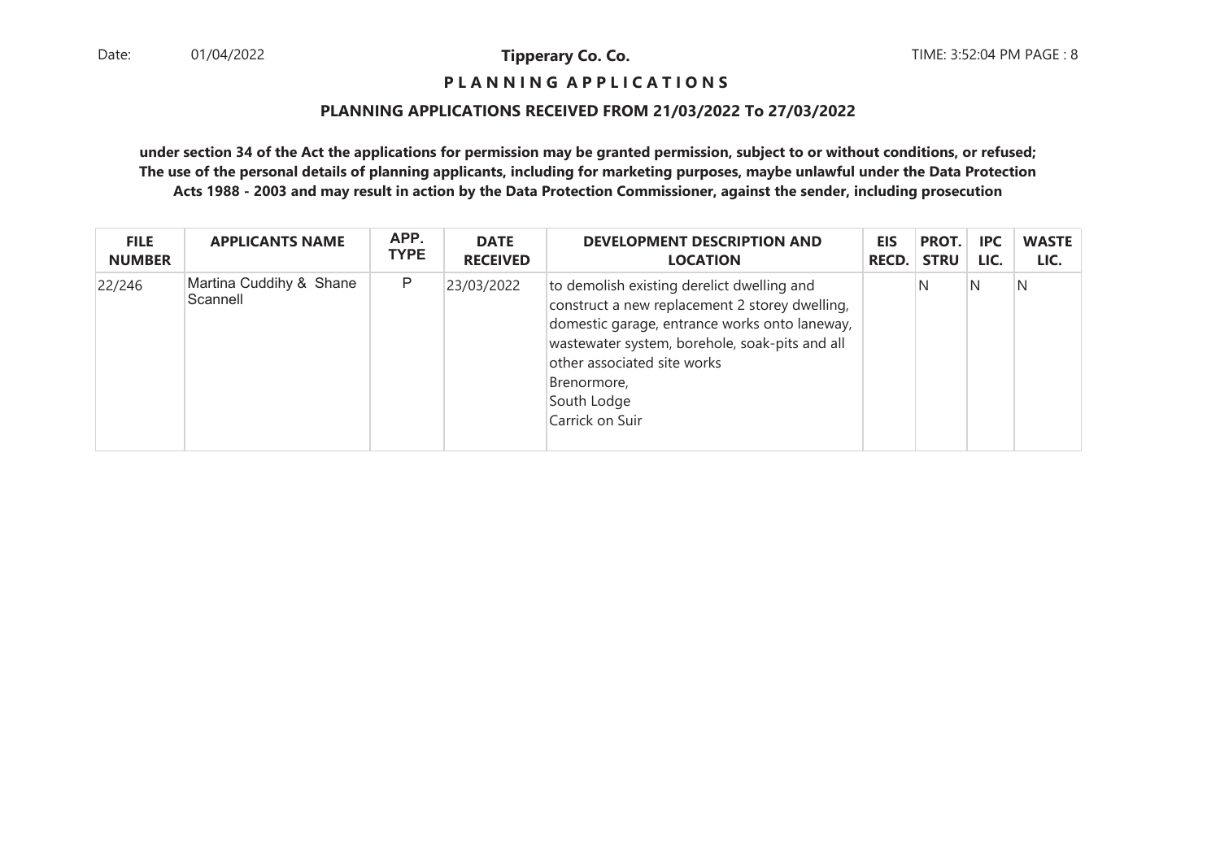**Tipperary Co. Co.**

**P L A N N I N G   A P P L I C A T I O N S**

**PLANNING APPLICATIONS RECEIVED FROM 21/03/2022 To 27/03/2022**

**under section 34 of the Act the applications for permission may be granted permission, subject to or without conditions, or refused; The use of the personal details of planning applicants, including for marketing purposes, maybe unlawful under the Data Protection Acts 1988 - 2003 and may result in action by the Data Protection Commissioner, against the sender, including prosecution**

| FILE NUMBER | APPLICANTS NAME | APP. TYPE | DATE RECEIVED | DEVELOPMENT DESCRIPTION AND LOCATION | EIS RECD. | PROT. STRU | IPC LIC. | WASTE LIC. |
|---|---|---|---|---|---|---|---|---|
| 22/246 | Martina Cuddihy & Shane Scannell | P | 23/03/2022 | to demolish existing derelict dwelling and construct a new replacement 2 storey dwelling, domestic garage, entrance works onto laneway, wastewater system, borehole, soak-pits and all other associated site works Brenormore, South Lodge Carrick on Suir | | N | N | N |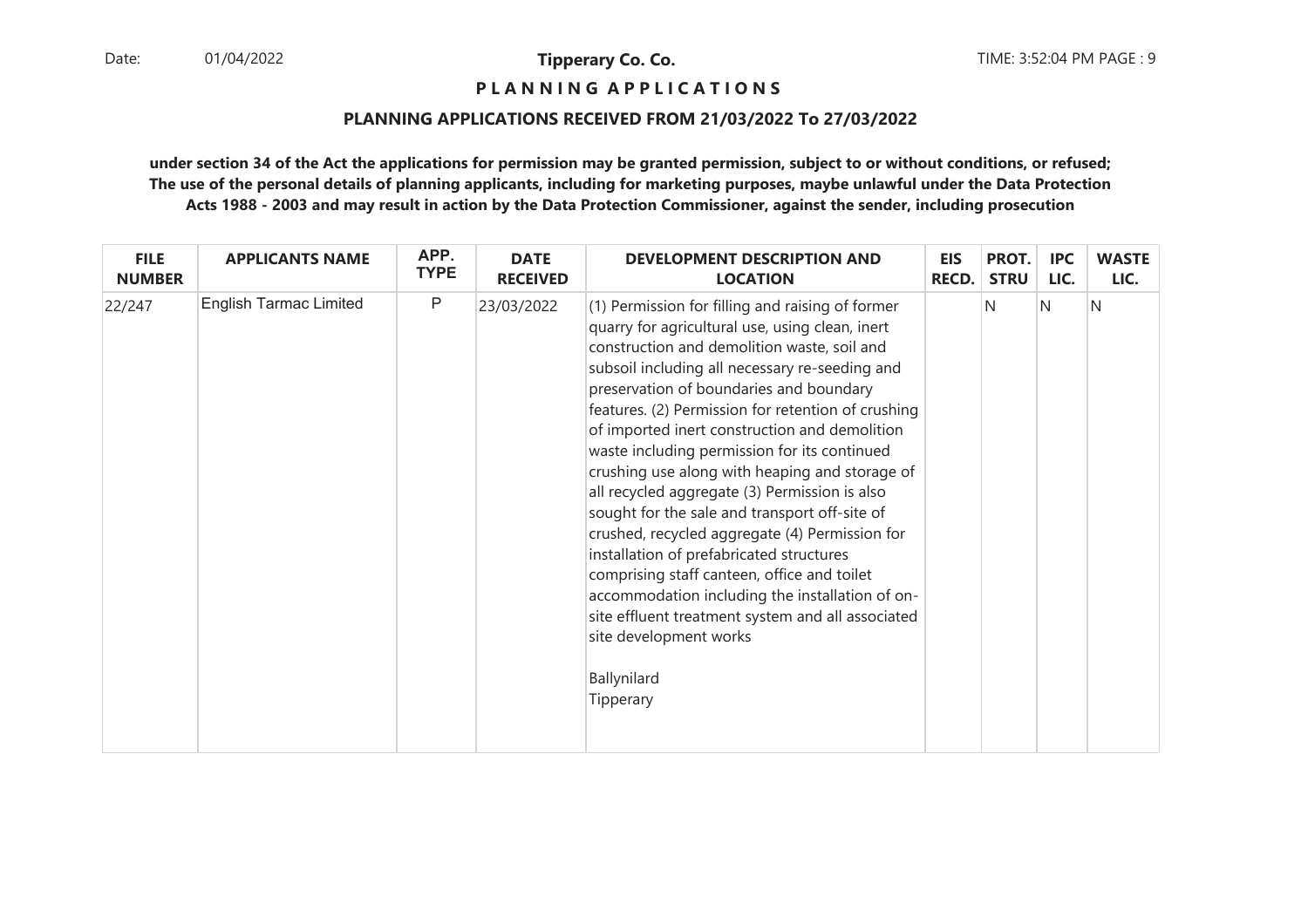**Tipperary Co. Co.**

**PLANNING APPLICATIONS**

**PLANNING APPLICATIONS RECEIVED FROM 21/03/2022 To 27/03/2022**

**under section 34 of the Act the applications for permission may be granted permission, subject to or without conditions, or refused; The use of the personal details of planning applicants, including for marketing purposes, maybe unlawful under the Data Protection Acts 1988 - 2003 and may result in action by the Data Protection Commissioner, against the sender, including prosecution**

| FILE NUMBER | APPLICANTS NAME | APP. TYPE | DATE RECEIVED | DEVELOPMENT DESCRIPTION AND LOCATION | EIS RECD. | PROT. STRU | IPC LIC. | WASTE LIC. |
|---|---|---|---|---|---|---|---|---|
| 22/247 | English Tarmac Limited | P | 23/03/2022 | (1) Permission for filling and raising of former quarry for agricultural use, using clean, inert construction and demolition waste, soil and subsoil including all necessary re-seeding and preservation of boundaries and boundary features. (2) Permission for retention of crushing of imported inert construction and demolition waste including permission for its continued crushing use along with heaping and storage of all recycled aggregate (3) Permission is also sought for the sale and transport off-site of crushed, recycled aggregate (4) Permission for installation of prefabricated structures comprising staff canteen, office and toilet accommodation including the installation of on-site effluent treatment system and all associated site development works<br><br>Ballynilard<br>Tipperary | | N | N | N |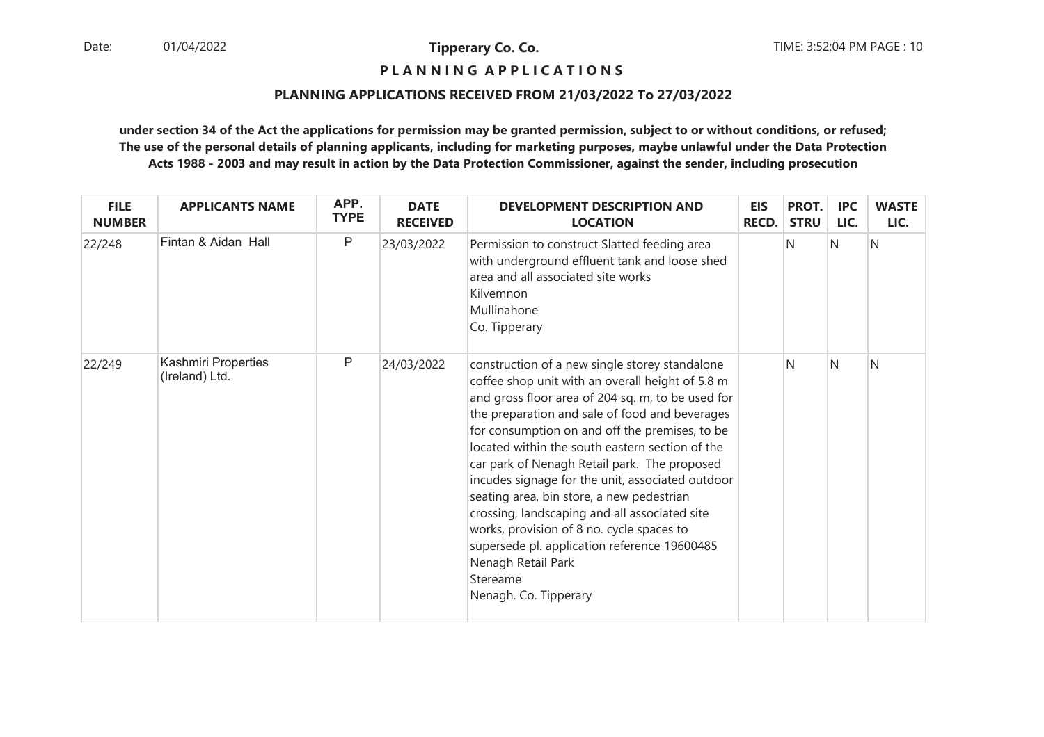**Tipperary Co. Co.**

**P L A N N I N G A P P L I C A T I O N S**

**PLANNING APPLICATIONS RECEIVED FROM 21/03/2022 To 27/03/2022**

**under section 34 of the Act the applications for permission may be granted permission, subject to or without conditions, or refused; The use of the personal details of planning applicants, including for marketing purposes, maybe unlawful under the Data Protection Acts 1988 - 2003 and may result in action by the Data Protection Commissioner, against the sender, including prosecution**

| FILE NUMBER | APPLICANTS NAME | APP. TYPE | DATE RECEIVED | DEVELOPMENT DESCRIPTION AND LOCATION | EIS RECD. | PROT. STRU | IPC LIC. | WASTE LIC. |
|---|---|---|---|---|---|---|---|---|
| 22/248 | Fintan & Aidan Hall | P | 23/03/2022 | Permission to construct Slatted feeding area with underground effluent tank and loose shed area and all associated site works<br>Kilvemnon<br>Mullinahone<br>Co. Tipperary | | N | N | N |
| 22/249 | Kashmiri Properties (Ireland) Ltd. | P | 24/03/2022 | construction of a new single storey standalone coffee shop unit with an overall height of 5.8 m and gross floor area of 204 sq. m, to be used for the preparation and sale of food and beverages for consumption on and off the premises, to be located within the south eastern section of the car park of Nenagh Retail park. The proposed incudes signage for the unit, associated outdoor seating area, bin store, a new pedestrian crossing, landscaping and all associated site works, provision of 8 no. cycle spaces to supersede pl. application reference 19600485<br>Nenagh Retail Park<br>Stereame<br>Nenagh. Co. Tipperary | | N | N | N |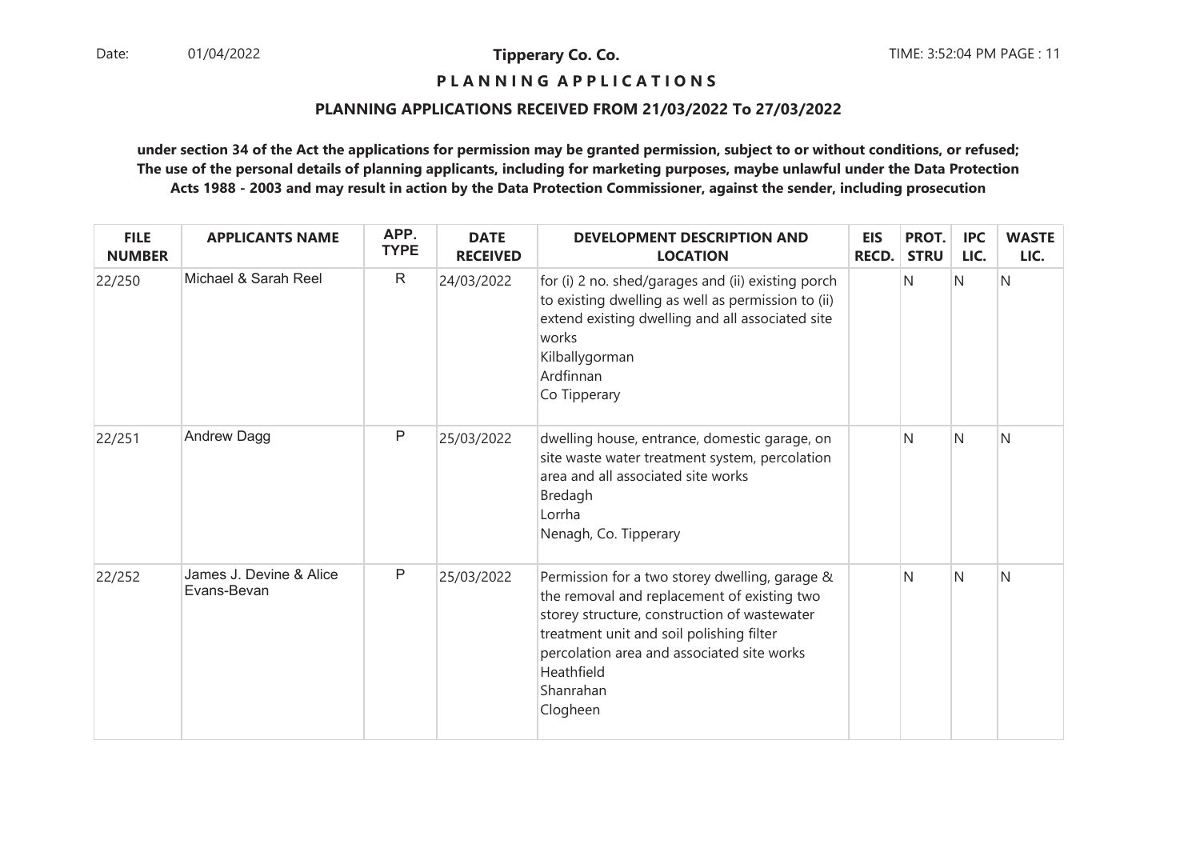**PLANNING APPLICATIONS**

**PLANNING APPLICATIONS RECEIVED FROM 21/03/2022 To 27/03/2022**

**under section 34 of the Act the applications for permission may be granted permission, subject to or without conditions, or refused; The use of the personal details of planning applicants, including for marketing purposes, maybe unlawful under the Data Protection Acts 1988 - 2003 and may result in action by the Data Protection Commissioner, against the sender, including prosecution**

| FILE NUMBER | APPLICANTS NAME | APP. TYPE | DATE RECEIVED | DEVELOPMENT DESCRIPTION AND LOCATION | EIS RECD. | PROT. STRU | IPC LIC. | WASTE LIC. |
|---|---|---|---|---|---|---|---|---|
| 22/250 | Michael & Sarah Reel | R | 24/03/2022 | for (i) 2 no. shed/garages and (ii) existing porch to existing dwelling as well as permission to (ii) extend existing dwelling and all associated site works<br>Kilballygorman<br>Ardfinnan<br>Co Tipperary | | N | N | N |
| 22/251 | Andrew Dagg | P | 25/03/2022 | dwelling house, entrance, domestic garage, on site waste water treatment system, percolation area and all associated site works<br>Bredagh<br>Lorrha<br>Nenagh, Co. Tipperary | | N | N | N |
| 22/252 | James J. Devine & Alice Evans-Bevan | P | 25/03/2022 | Permission for a two storey dwelling, garage & the removal and replacement of existing two storey structure, construction of wastewater treatment unit and soil polishing filter percolation area and associated site works<br>Heathfield<br>Shanrahan<br>Clogheen | | N | N | N |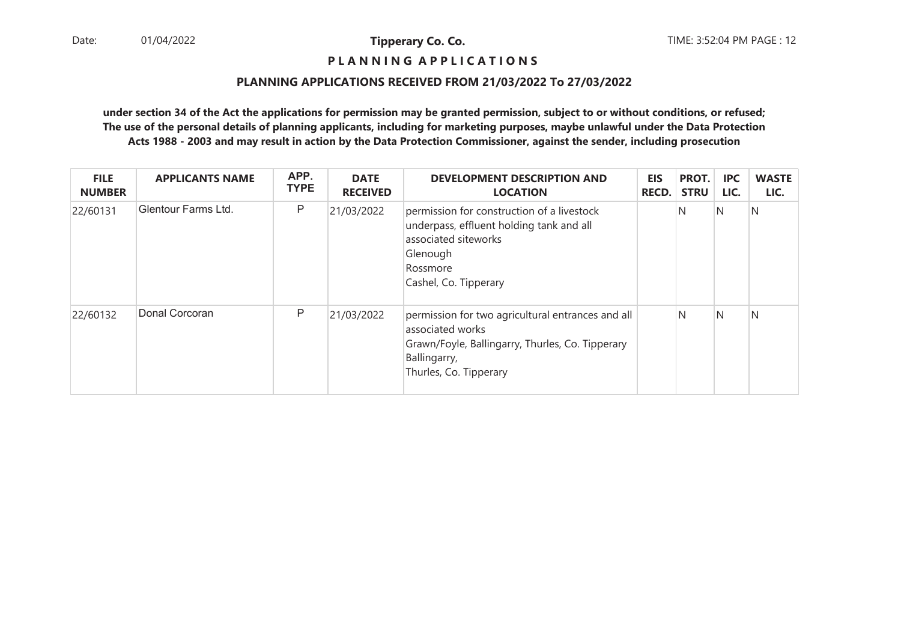**Tipperary Co. Co.**

**P L A N N I N G A P P L I C A T I O N S**

**PLANNING APPLICATIONS RECEIVED FROM 21/03/2022 To 27/03/2022**

**under section 34 of the Act the applications for permission may be granted permission, subject to or without conditions, or refused; The use of the personal details of planning applicants, including for marketing purposes, maybe unlawful under the Data Protection Acts 1988 - 2003 and may result in action by the Data Protection Commissioner, against the sender, including prosecution**

| FILE NUMBER | APPLICANTS NAME | APP. TYPE | DATE RECEIVED | DEVELOPMENT DESCRIPTION AND LOCATION | EIS RECD. | PROT. STRU | IPC LIC. | WASTE LIC. |
|---|---|---|---|---|---|---|---|---|
| 22/60131 | Glentour Farms Ltd. | P | 21/03/2022 | permission for construction of a livestock underpass, effluent holding tank and all associated siteworks<br>Glenough<br>Rossmore<br>Cashel, Co. Tipperary | | N | N | N |
| 22/60132 | Donal Corcoran | P | 21/03/2022 | permission for two agricultural entrances and all associated works<br>Grawn/Foyle, Ballingarry, Thurles, Co. Tipperary<br>Ballingarry,<br>Thurles, Co. Tipperary | | N | N | N |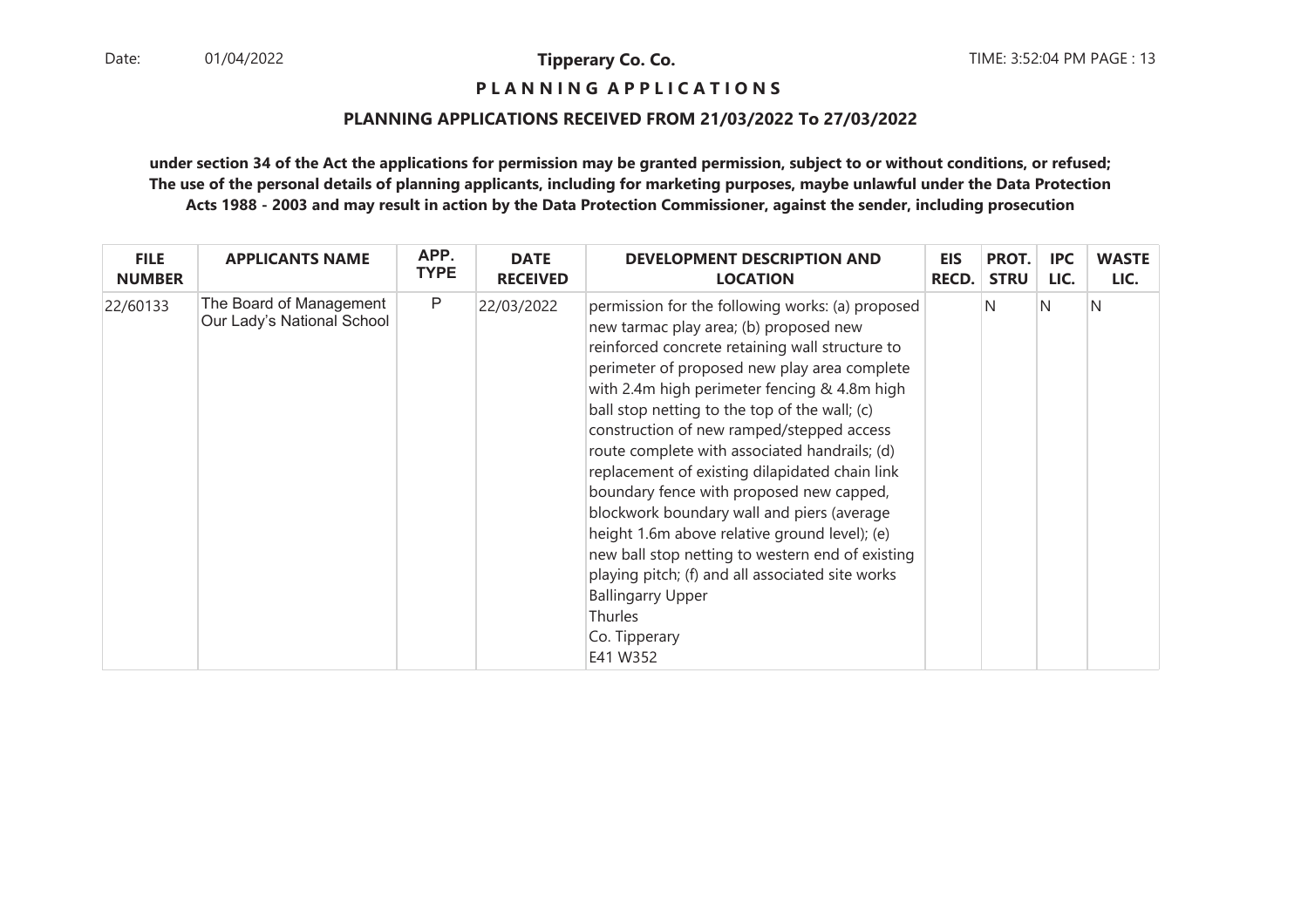**Tipperary Co. Co.**

**PLANNING APPLICATIONS**

**PLANNING APPLICATIONS RECEIVED FROM 21/03/2022 To 27/03/2022**

**under section 34 of the Act the applications for permission may be granted permission, subject to or without conditions, or refused; The use of the personal details of planning applicants, including for marketing purposes, maybe unlawful under the Data Protection Acts 1988 - 2003 and may result in action by the Data Protection Commissioner, against the sender, including prosecution**

| FILE NUMBER | APPLICANTS NAME | APP. TYPE | DATE RECEIVED | DEVELOPMENT DESCRIPTION AND LOCATION | EIS RECD. | PROT. STRU | IPC LIC. | WASTE LIC. |
|---|---|---|---|---|---|---|---|---|
| 22/60133 | The Board of Management Our Lady's National School | P | 22/03/2022 | permission for the following works: (a) proposed new tarmac play area; (b) proposed new reinforced concrete retaining wall structure to perimeter of proposed new play area complete with 2.4m high perimeter fencing & 4.8m high ball stop netting to the top of the wall; (c) construction of new ramped/stepped access route complete with associated handrails; (d) replacement of existing dilapidated chain link boundary fence with proposed new capped, blockwork boundary wall and piers (average height 1.6m above relative ground level); (e) new ball stop netting to western end of existing playing pitch; (f) and all associated site works<br>Ballingarry Upper<br>Thurles<br>Co. Tipperary<br>E41 W352 | | N | N | N |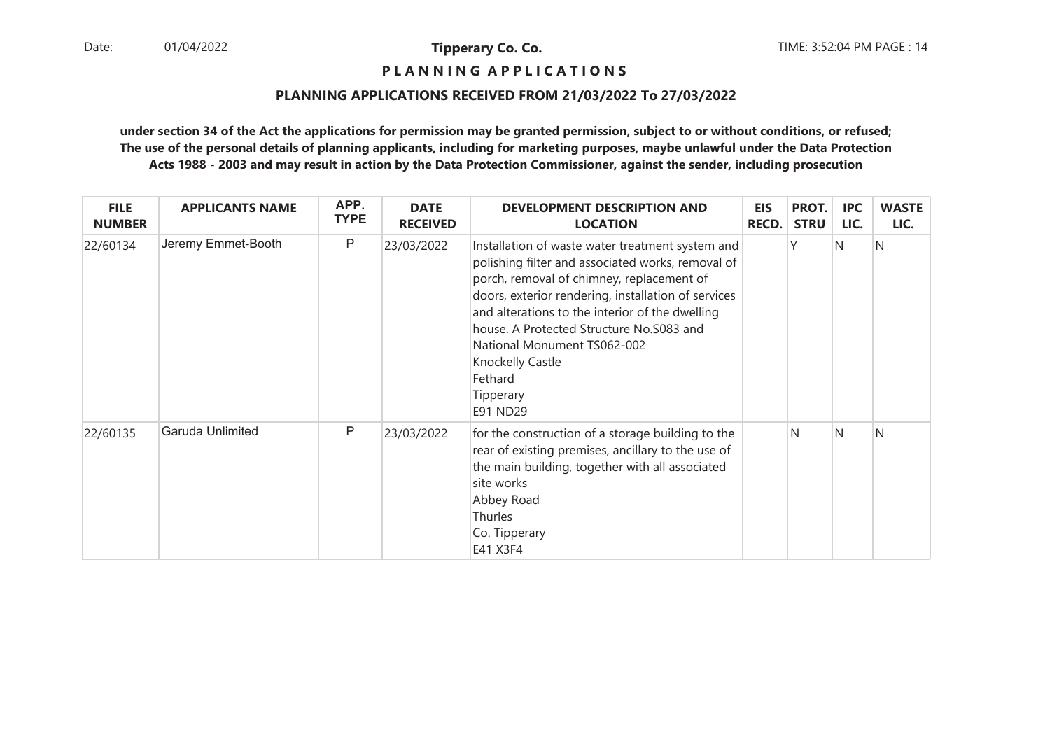**Tipperary Co. Co.**

**P L A N N I N G A P P L I C A T I O N S**

**PLANNING APPLICATIONS RECEIVED FROM 21/03/2022 To 27/03/2022**

**under section 34 of the Act the applications for permission may be granted permission, subject to or without conditions, or refused; The use of the personal details of planning applicants, including for marketing purposes, maybe unlawful under the Data Protection Acts 1988 - 2003 and may result in action by the Data Protection Commissioner, against the sender, including prosecution**

| FILE NUMBER | APPLICANTS NAME | APP. TYPE | DATE RECEIVED | DEVELOPMENT DESCRIPTION AND LOCATION | EIS RECD. | PROT. STRU | IPC LIC. | WASTE LIC. |
|---|---|---|---|---|---|---|---|---|
| 22/60134 | Jeremy Emmet-Booth | P | 23/03/2022 | Installation of waste water treatment system and polishing filter and associated works, removal of porch, removal of chimney, replacement of doors, exterior rendering, installation of services and alterations to the interior of the dwelling house. A Protected Structure No.S083 and National Monument TS062-002<br>Knockelly Castle<br>Fethard<br>Tipperary<br>E91 ND29 | | Y | N | N |
| 22/60135 | Garuda Unlimited | P | 23/03/2022 | for the construction of a storage building to the rear of existing premises, ancillary to the use of the main building, together with all associated site works<br>Abbey Road<br>Thurles<br>Co. Tipperary<br>E41 X3F4 | | N | N | N |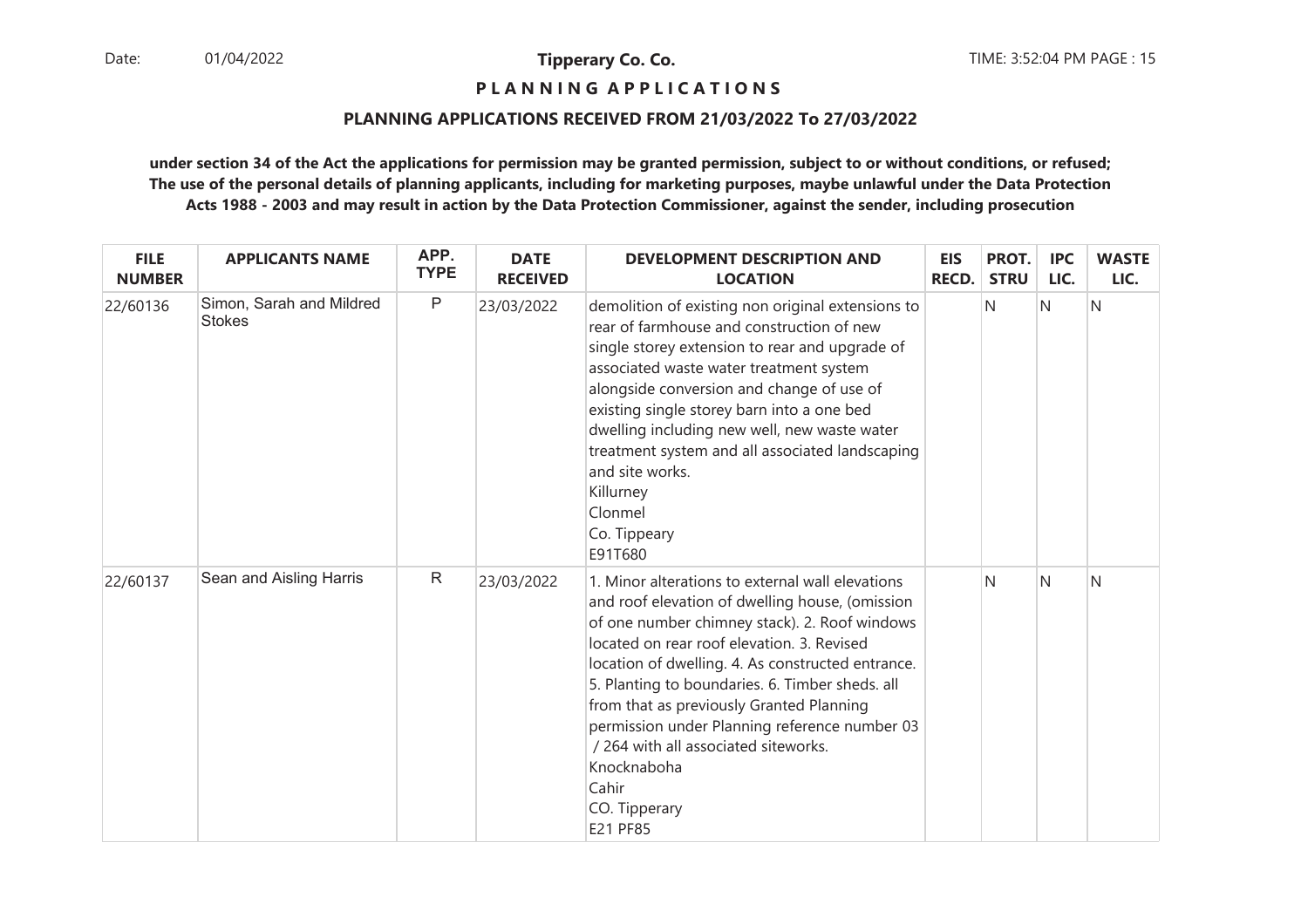**Tipperary Co. Co.**

**P L A N N I N G A P P L I C A T I O N S**

**PLANNING APPLICATIONS RECEIVED FROM 21/03/2022 To 27/03/2022**

**under section 34 of the Act the applications for permission may be granted permission, subject to or without conditions, or refused; The use of the personal details of planning applicants, including for marketing purposes, maybe unlawful under the Data Protection Acts 1988 - 2003 and may result in action by the Data Protection Commissioner, against the sender, including prosecution**

| FILE NUMBER | APPLICANTS NAME | APP. TYPE | DATE RECEIVED | DEVELOPMENT DESCRIPTION AND LOCATION | EIS RECD. | PROT. STRU | IPC LIC. | WASTE LIC. |
|---|---|---|---|---|---|---|---|---|
| 22/60136 | Simon, Sarah and Mildred Stokes | P | 23/03/2022 | demolition of existing non original extensions to rear of farmhouse and construction of new single storey extension to rear and upgrade of associated waste water treatment system alongside conversion and change of use of existing single storey barn into a one bed dwelling including new well, new waste water treatment system and all associated landscaping and site works. Killurney Clonmel Co. Tippeary E91T680 | | N | N | N |
| 22/60137 | Sean and Aisling Harris | R | 23/03/2022 | 1. Minor alterations to external wall elevations and roof elevation of dwelling house, (omission of one number chimney stack). 2. Roof windows located on rear roof elevation. 3. Revised location of dwelling. 4. As constructed entrance. 5. Planting to boundaries. 6. Timber sheds. all from that as previously Granted Planning permission under Planning reference number 03 / 264 with all associated siteworks. Knocknaboha Cahir CO. Tipperary E21 PF85 | | N | N | N |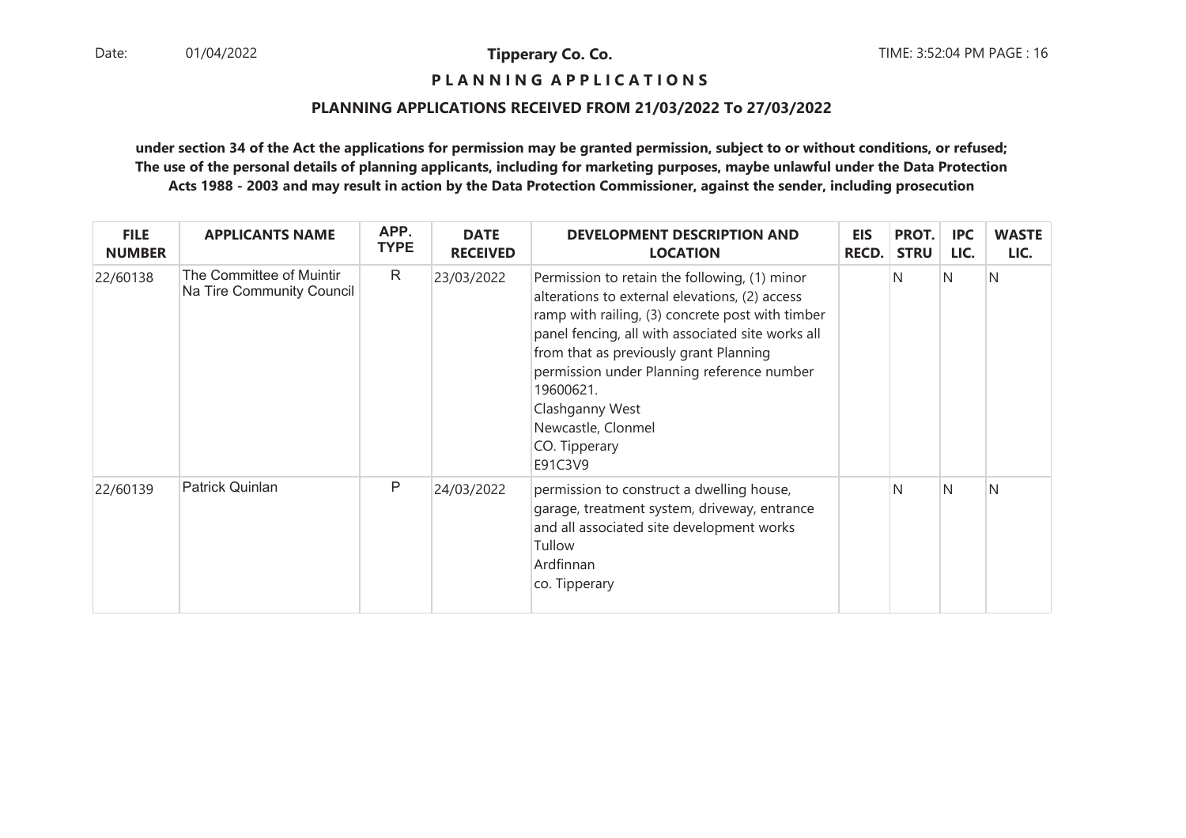**Tipperary Co. Co.**

**P L A N N I N G A P P L I C A T I O N S**

**PLANNING APPLICATIONS RECEIVED FROM 21/03/2022 To 27/03/2022**

**under section 34 of the Act the applications for permission may be granted permission, subject to or without conditions, or refused; The use of the personal details of planning applicants, including for marketing purposes, maybe unlawful under the Data Protection Acts 1988 - 2003 and may result in action by the Data Protection Commissioner, against the sender, including prosecution**

| FILE NUMBER | APPLICANTS NAME | APP. TYPE | DATE RECEIVED | DEVELOPMENT DESCRIPTION AND LOCATION | EIS RECD. | PROT. STRU | IPC LIC. | WASTE LIC. |
|---|---|---|---|---|---|---|---|---|
| 22/60138 | The Committee of Muintir Na Tire Community Council | R | 23/03/2022 | Permission to retain the following, (1) minor alterations to external elevations, (2) access ramp with railing, (3) concrete post with timber panel fencing, all with associated site works all from that as previously grant Planning permission under Planning reference number 19600621.<br>Clashganny West<br>Newcastle, Clonmel<br>CO. Tipperary<br>E91C3V9 | | N | N | N |
| 22/60139 | Patrick Quinlan | P | 24/03/2022 | permission to construct a dwelling house, garage, treatment system, driveway, entrance and all associated site development works<br>Tullow<br>Ardfinnan<br>co. Tipperary | | N | N | N |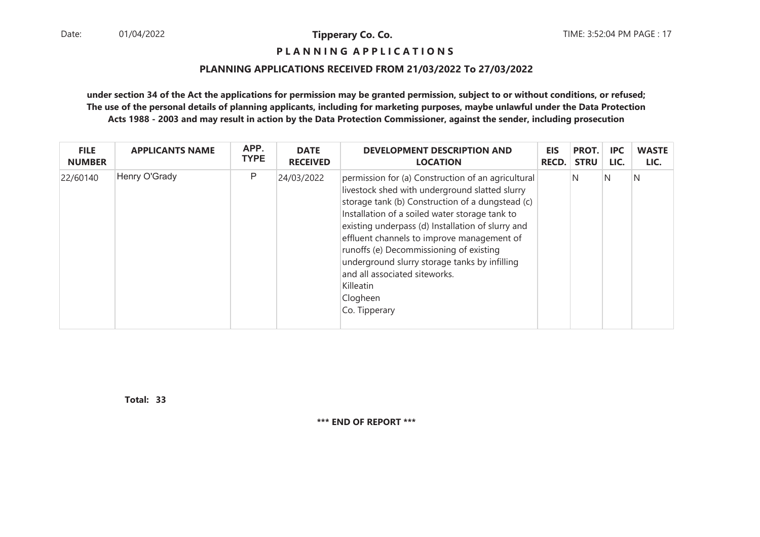**P L A N N I N G A P P L I C A T I O N S**

**PLANNING APPLICATIONS RECEIVED FROM 21/03/2022 To 27/03/2022**

**under section 34 of the Act the applications for permission may be granted permission, subject to or without conditions, or refused; The use of the personal details of planning applicants, including for marketing purposes, maybe unlawful under the Data Protection Acts 1988 - 2003 and may result in action by the Data Protection Commissioner, against the sender, including prosecution**

| FILE NUMBER | APPLICANTS NAME | APP. TYPE | DATE RECEIVED | DEVELOPMENT DESCRIPTION AND LOCATION | EIS RECD. | PROT. STRU | IPC LIC. | WASTE LIC. |
|---|---|---|---|---|---|---|---|---|
| 22/60140 | Henry O'Grady | P | 24/03/2022 | permission for (a) Construction of an agricultural livestock shed with underground slatted slurry storage tank (b) Construction of a dungstead (c) Installation of a soiled water storage tank to existing underpass (d) Installation of slurry and effluent channels to improve management of runoffs (e) Decommissioning of existing underground slurry storage tanks by infilling and all associated siteworks. Killeatin Clogheen Co. Tipperary | | N | N | N |

**Total: 33**

**\*\*\* END OF REPORT \*\*\***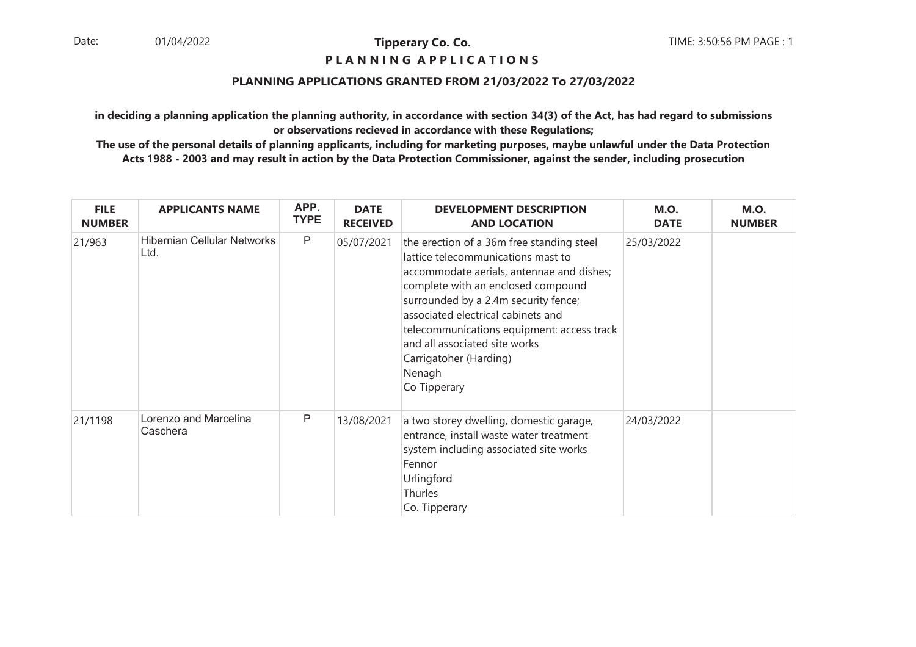Tipperary Co. Co.

**P L A N N I N G A P P L I C A T I O N S**

## PLANNING APPLICATIONS GRANTED FROM 21/03/2022 To 27/03/2022

**in deciding a planning application the planning authority, in accordance with section 34(3) of the Act, has had regard to submissions or observations recieved in accordance with these Regulations;**

**The use of the personal details of planning applicants, including for marketing purposes, maybe unlawful under the Data Protection Acts 1988 - 2003 and may result in action by the Data Protection Commissioner, against the sender, including prosecution**

| FILE NUMBER | APPLICANTS NAME | APP. TYPE | DATE RECEIVED | DEVELOPMENT DESCRIPTION AND LOCATION | M.O. DATE | M.O. NUMBER |
|---|---|---|---|---|---|---|
| 21/963 | Hibernian Cellular Networks Ltd. | P | 05/07/2021 | the erection of a 36m free standing steel lattice telecommunications mast to accommodate aerials, antennae and dishes; complete with an enclosed compound surrounded by a 2.4m security fence; associated electrical cabinets and telecommunications equipment: access track and all associated site works Carrigatoher (Harding) Nenagh Co Tipperary | 25/03/2022 | |
| 21/1198 | Lorenzo and Marcelina Caschera | P | 13/08/2021 | a two storey dwelling, domestic garage, entrance, install waste water treatment system including associated site works Fennor Urlingford Thurles Co. Tipperary | 24/03/2022 | |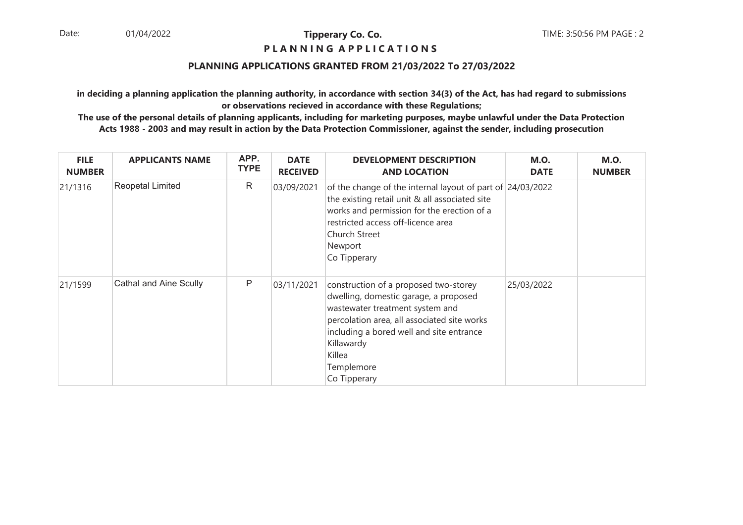**Tipperary Co. Co.**

**P L A N N I N G A P P L I C A T I O N S**

**PLANNING APPLICATIONS GRANTED FROM 21/03/2022 To 27/03/2022**

**in deciding a planning application the planning authority, in accordance with section 34(3) of the Act, has had regard to submissions or observations recieved in accordance with these Regulations;**

**The use of the personal details of planning applicants, including for marketing purposes, maybe unlawful under the Data Protection Acts 1988 - 2003 and may result in action by the Data Protection Commissioner, against the sender, including prosecution**

| FILE NUMBER | APPLICANTS NAME | APP. TYPE | DATE RECEIVED | DEVELOPMENT DESCRIPTION AND LOCATION | M.O. DATE | M.O. NUMBER |
|---|---|---|---|---|---|---|
| 21/1316 | Reopetal Limited | R | 03/09/2021 | of the change of the internal layout of part of the existing retail unit & all associated site works and permission for the erection of a restricted access off-licence area<br>Church Street<br>Newport<br>Co Tipperary | 24/03/2022 | |
| 21/1599 | Cathal and Aine Scully | P | 03/11/2021 | construction of a proposed two-storey dwelling, domestic garage, a proposed wastewater treatment system and percolation area, all associated site works including a bored well and site entrance<br>Killawardy<br>Killea<br>Templemore<br>Co Tipperary | 25/03/2022 | |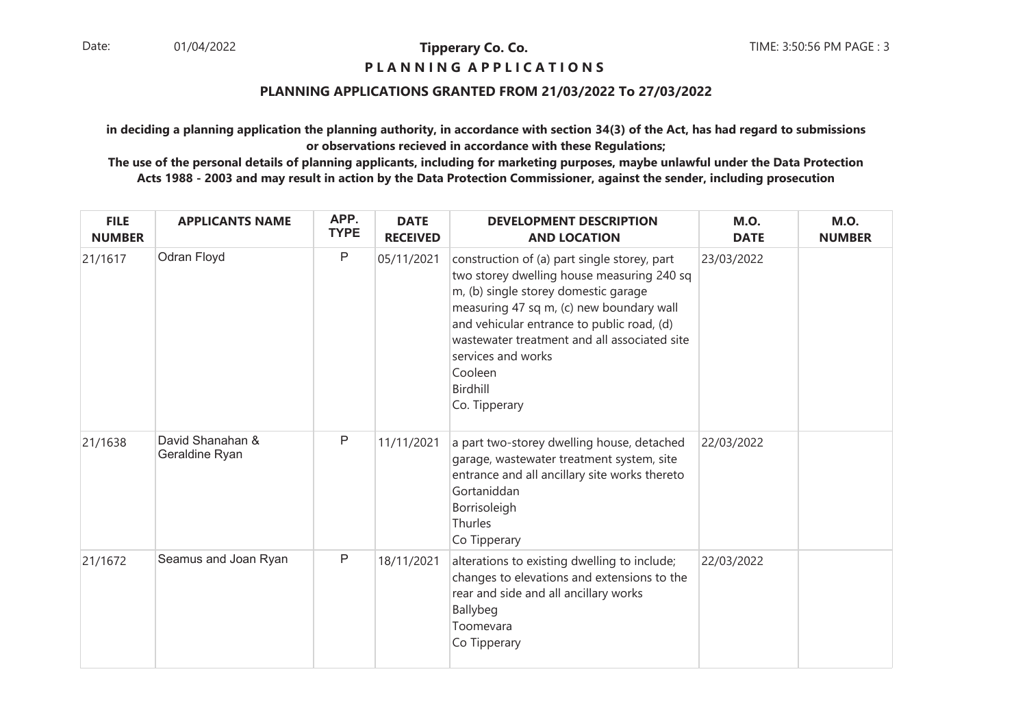**Tipperary Co. Co.**

**P L A N N I N G A P P L I C A T I O N S**

**PLANNING APPLICATIONS GRANTED FROM 21/03/2022 To 27/03/2022**

**in deciding a planning application the planning authority, in accordance with section 34(3) of the Act, has had regard to submissions or observations recieved in accordance with these Regulations;**

**The use of the personal details of planning applicants, including for marketing purposes, maybe unlawful under the Data Protection Acts 1988 - 2003 and may result in action by the Data Protection Commissioner, against the sender, including prosecution**

| FILE NUMBER | APPLICANTS NAME | APP. TYPE | DATE RECEIVED | DEVELOPMENT DESCRIPTION AND LOCATION | M.O. DATE | M.O. NUMBER |
|---|---|---|---|---|---|---|
| 21/1617 | Odran Floyd | P | 05/11/2021 | construction of (a) part single storey, part two storey dwelling house measuring 240 sq m, (b) single storey domestic garage measuring 47 sq m, (c) new boundary wall and vehicular entrance to public road, (d) wastewater treatment and all associated site services and works<br>Cooleen<br>Birdhill<br>Co. Tipperary | 23/03/2022 | |
| 21/1638 | David Shanahan & Geraldine Ryan | P | 11/11/2021 | a part two-storey dwelling house, detached garage, wastewater treatment system, site entrance and all ancillary site works thereto<br>Gortaniddan<br>Borrisoleigh<br>Thurles<br>Co Tipperary | 22/03/2022 | |
| 21/1672 | Seamus and Joan Ryan | P | 18/11/2021 | alterations to existing dwelling to include; changes to elevations and extensions to the rear and side and all ancillary works<br>Ballybeg<br>Toomevara<br>Co Tipperary | 22/03/2022 | |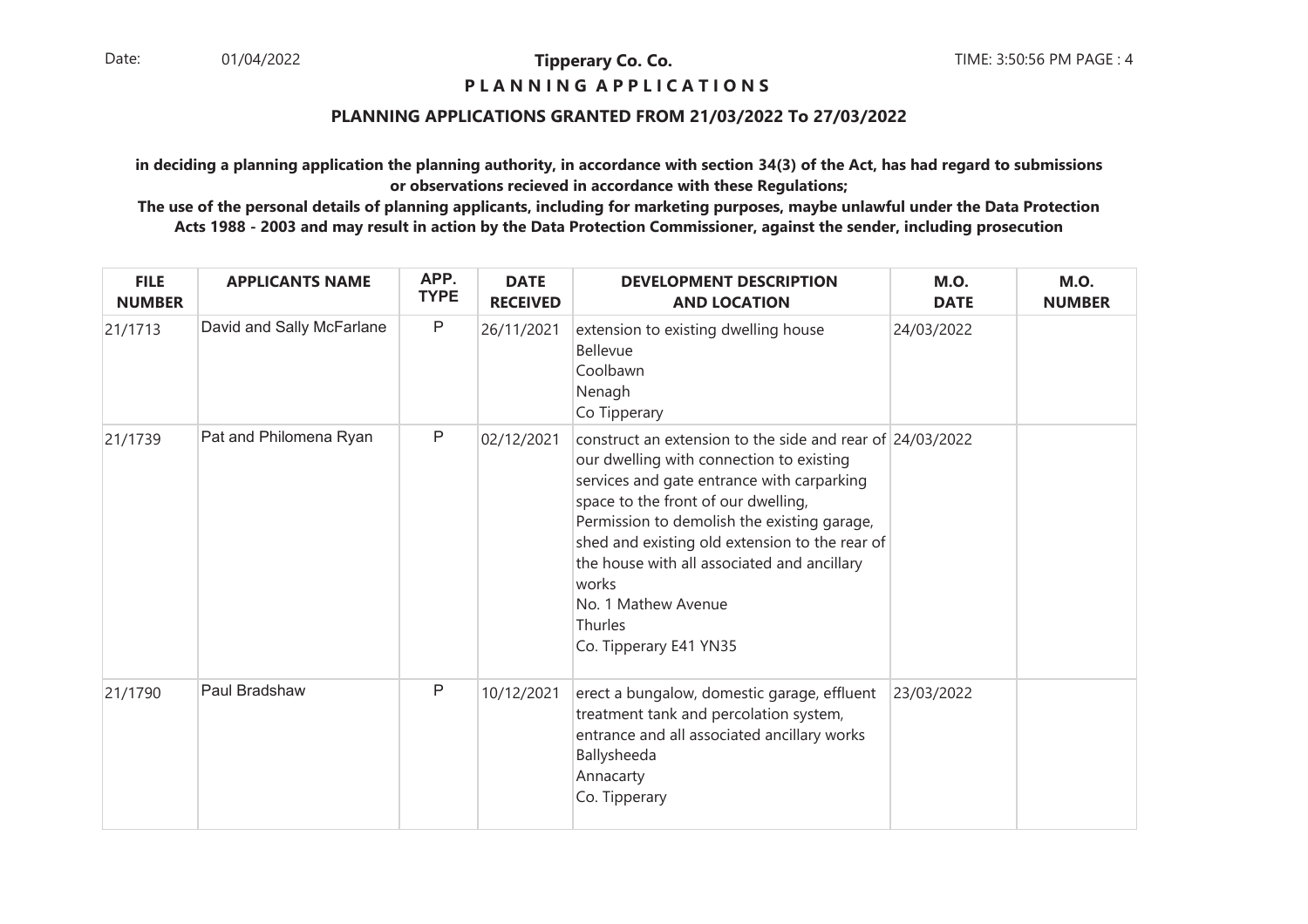**Tipperary Co. Co.**

**P L A N N I N G   A P P L I C A T I O N S**

**PLANNING APPLICATIONS GRANTED FROM 21/03/2022 To 27/03/2022**

**in deciding a planning application the planning authority, in accordance with section 34(3) of the Act, has had regard to submissions or observations recieved in accordance with these Regulations;**

**The use of the personal details of planning applicants, including for marketing purposes, maybe unlawful under the Data Protection Acts 1988 - 2003 and may result in action by the Data Protection Commissioner, against the sender, including prosecution**

| FILE NUMBER | APPLICANTS NAME | APP. TYPE | DATE RECEIVED | DEVELOPMENT DESCRIPTION AND LOCATION | M.O. DATE | M.O. NUMBER |
|---|---|---|---|---|---|---|
| 21/1713 | David and Sally McFarlane | P | 26/11/2021 | extension to existing dwelling house<br>Bellevue<br>Coolbawn<br>Nenagh<br>Co Tipperary | 24/03/2022 | |
| 21/1739 | Pat and Philomena Ryan | P | 02/12/2021 | construct an extension to the side and rear of our dwelling with connection to existing services and gate entrance with carparking space to the front of our dwelling, Permission to demolish the existing garage, shed and existing old extension to the rear of the house with all associated and ancillary works<br>No. 1 Mathew Avenue<br>Thurles<br>Co. Tipperary E41 YN35 | 24/03/2022 | |
| 21/1790 | Paul Bradshaw | P | 10/12/2021 | erect a bungalow, domestic garage, effluent treatment tank and percolation system, entrance and all associated ancillary works<br>Ballysheeda<br>Annacarty<br>Co. Tipperary | 23/03/2022 | |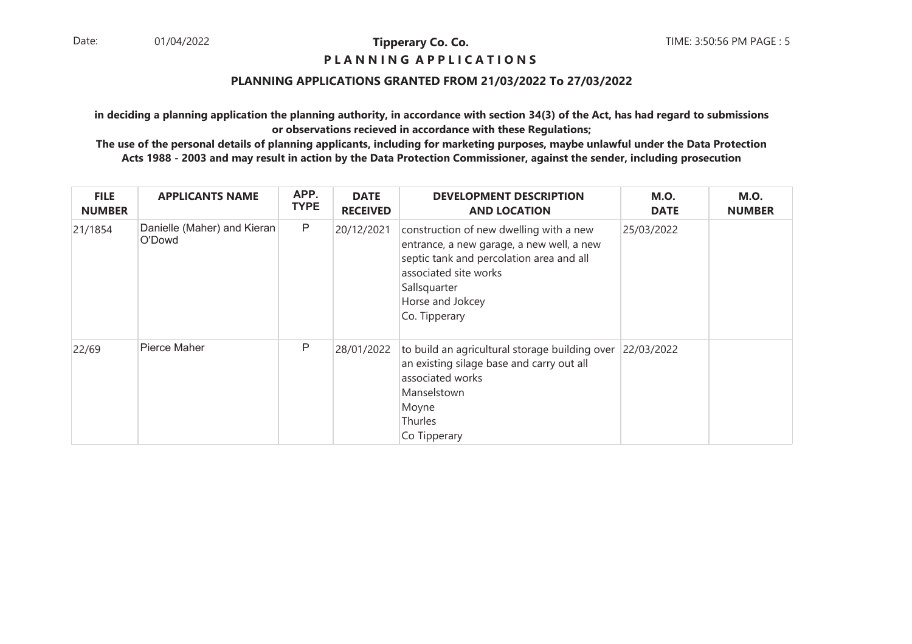**Tipperary Co. Co.**

**P L A N N I N G  A P P L I C A T I O N S**

**PLANNING APPLICATIONS GRANTED FROM 21/03/2022 To 27/03/2022**

**in deciding a planning application the planning authority, in accordance with section 34(3) of the Act, has had regard to submissions or observations recieved in accordance with these Regulations;**

**The use of the personal details of planning applicants, including for marketing purposes, maybe unlawful under the Data Protection Acts 1988 - 2003 and may result in action by the Data Protection Commissioner, against the sender, including prosecution**

| FILE NUMBER | APPLICANTS NAME | APP. TYPE | DATE RECEIVED | DEVELOPMENT DESCRIPTION AND LOCATION | M.O. DATE | M.O. NUMBER |
|---|---|---|---|---|---|---|
| 21/1854 | Danielle (Maher) and Kieran O'Dowd | P | 20/12/2021 | construction of new dwelling with a new entrance, a new garage, a new well, a new septic tank and percolation area and all associated site works<br>Sallsquarter<br>Horse and Jokcey<br>Co. Tipperary | 25/03/2022 | |
| 22/69 | Pierce Maher | P | 28/01/2022 | to build an agricultural storage building over an existing silage base and carry out all associated works<br>Manselstown<br>Moyne<br>Thurles<br>Co Tipperary | 22/03/2022 | |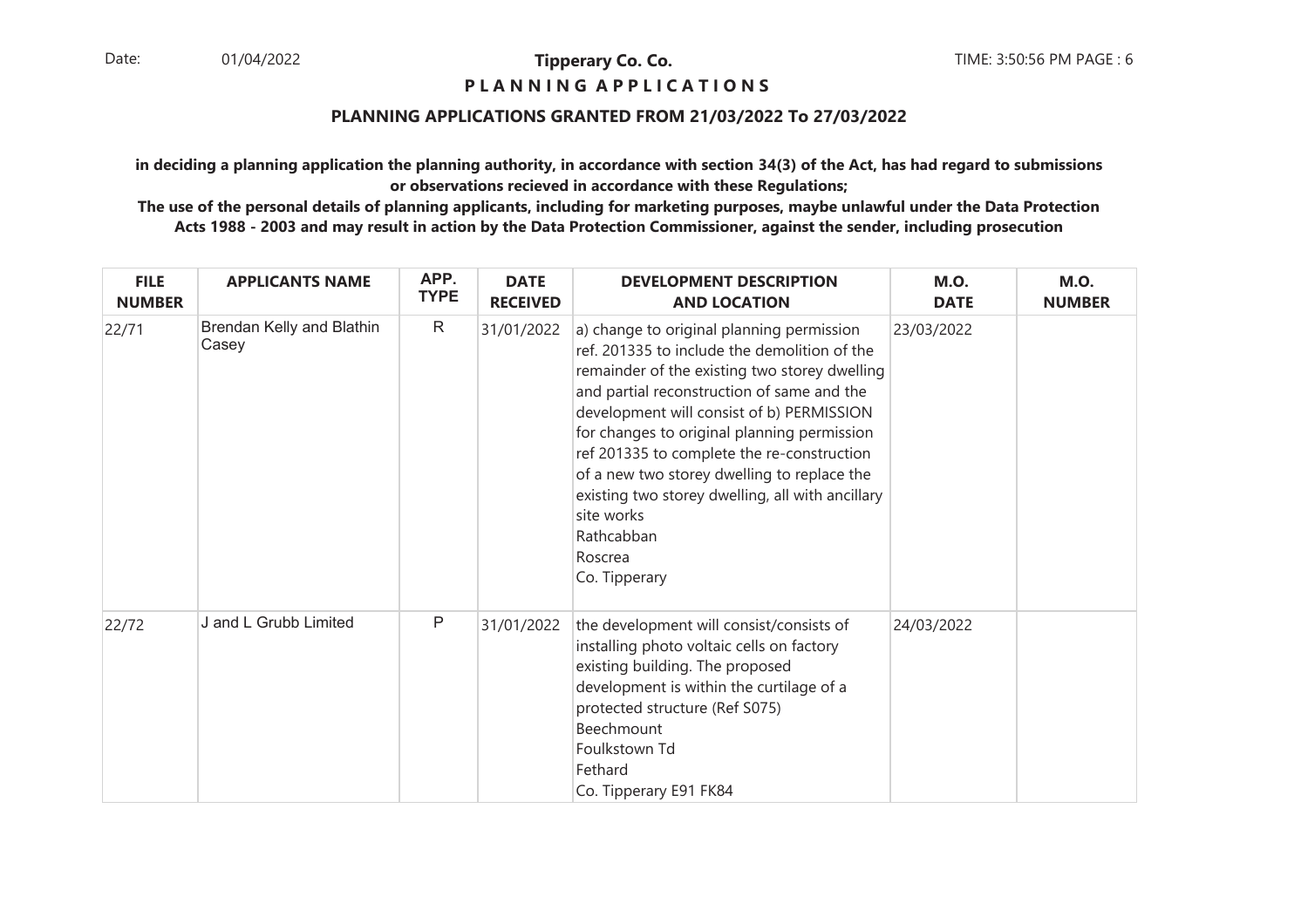# Tipperary Co. Co.

## PLANNING APPLICATIONS

### PLANNING APPLICATIONS GRANTED FROM 21/03/2022 To 27/03/2022

**in deciding a planning application the planning authority, in accordance with section 34(3) of the Act, has had regard to submissions or observations recieved in accordance with these Regulations;**

**The use of the personal details of planning applicants, including for marketing purposes, maybe unlawful under the Data Protection Acts 1988 - 2003 and may result in action by the Data Protection Commissioner, against the sender, including prosecution**

| FILE NUMBER | APPLICANTS NAME | APP. TYPE | DATE RECEIVED | DEVELOPMENT DESCRIPTION AND LOCATION | M.O. DATE | M.O. NUMBER |
|---|---|---|---|---|---|---|
| 22/71 | Brendan Kelly and Blathin Casey | R | 31/01/2022 | a) change to original planning permission ref. 201335 to include the demolition of the remainder of the existing two storey dwelling and partial reconstruction of same and the development will consist of b) PERMISSION for changes to original planning permission ref 201335 to complete the re-construction of a new two storey dwelling to replace the existing two storey dwelling, all with ancillary site works Rathcabban Roscrea Co. Tipperary | 23/03/2022 | |
| 22/72 | J and L Grubb Limited | P | 31/01/2022 | the development will consist/consists of installing photo voltaic cells on factory existing building. The proposed development is within the curtilage of a protected structure (Ref S075) Beechmount Foulkstown Td Fethard Co. Tipperary E91 FK84 | 24/03/2022 | |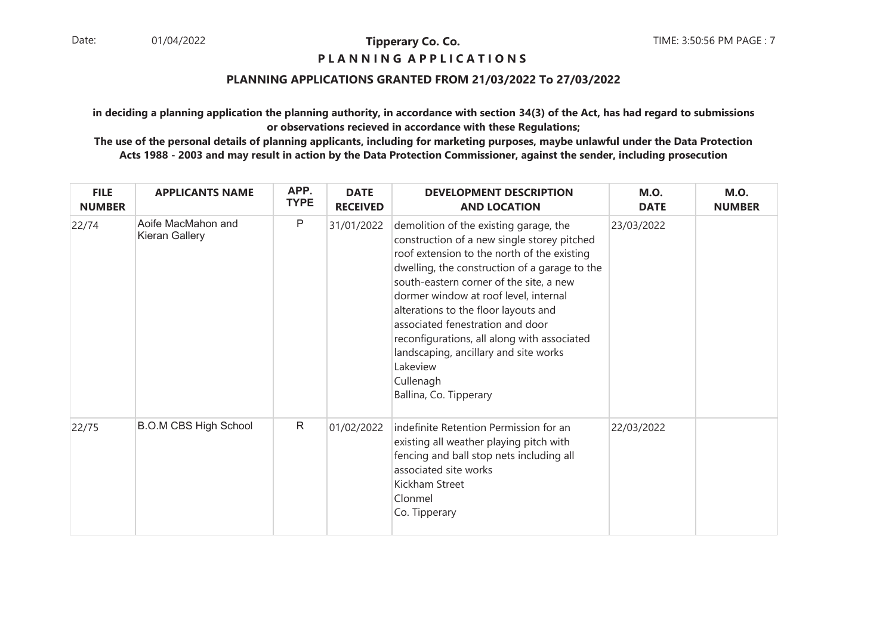**Tipperary Co. Co.**

**P L A N N I N G A P P L I C A T I O N S**

**PLANNING APPLICATIONS GRANTED FROM 21/03/2022 To 27/03/2022**

**in deciding a planning application the planning authority, in accordance with section 34(3) of the Act, has had regard to submissions or observations recieved in accordance with these Regulations;**

**The use of the personal details of planning applicants, including for marketing purposes, maybe unlawful under the Data Protection Acts 1988 - 2003 and may result in action by the Data Protection Commissioner, against the sender, including prosecution**

| FILE NUMBER | APPLICANTS NAME | APP. TYPE | DATE RECEIVED | DEVELOPMENT DESCRIPTION AND LOCATION | M.O. DATE | M.O. NUMBER |
|---|---|---|---|---|---|---|
| 22/74 | Aoife MacMahon and Kieran Gallery | P | 31/01/2022 | demolition of the existing garage, the construction of a new single storey pitched roof extension to the north of the existing dwelling, the construction of a garage to the south-eastern corner of the site, a new dormer window at roof level, internal alterations to the floor layouts and associated fenestration and door reconfigurations, all along with associated landscaping, ancillary and site works Lakeview Cullenagh Ballina, Co. Tipperary | 23/03/2022 | |
| 22/75 | B.O.M CBS High School | R | 01/02/2022 | indefinite Retention Permission for an existing all weather playing pitch with fencing and ball stop nets including all associated site works Kickham Street Clonmel Co. Tipperary | 22/03/2022 | |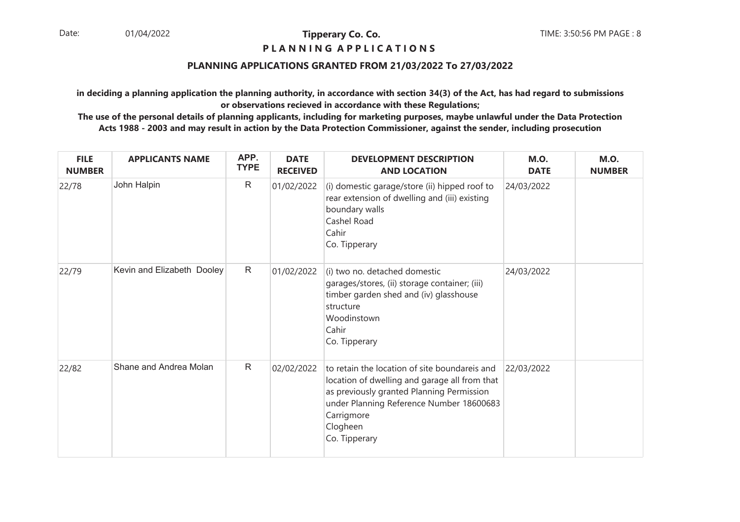**Tipperary Co. Co.**

**P L A N N I N G   A P P L I C A T I O N S**

**PLANNING APPLICATIONS GRANTED FROM 21/03/2022 To 27/03/2022**

**in deciding a planning application the planning authority, in accordance with section 34(3) of the Act, has had regard to submissions or observations recieved in accordance with these Regulations;**

**The use of the personal details of planning applicants, including for marketing purposes, maybe unlawful under the Data Protection Acts 1988 - 2003 and may result in action by the Data Protection Commissioner, against the sender, including prosecution**

| FILE NUMBER | APPLICANTS NAME | APP. TYPE | DATE RECEIVED | DEVELOPMENT DESCRIPTION AND LOCATION | M.O. DATE | M.O. NUMBER |
|---|---|---|---|---|---|---|
| 22/78 | John Halpin | R | 01/02/2022 | (i) domestic garage/store (ii) hipped roof to rear extension of dwelling and (iii) existing boundary walls<br>Cashel Road<br>Cahir<br>Co. Tipperary | 24/03/2022 | |
| 22/79 | Kevin and Elizabeth Dooley | R | 01/02/2022 | (i) two no. detached domestic garages/stores, (ii) storage container; (iii) timber garden shed and (iv) glasshouse structure<br>Woodinstown<br>Cahir<br>Co. Tipperary | 24/03/2022 | |
| 22/82 | Shane and Andrea Molan | R | 02/02/2022 | to retain the location of site boundareis and location of dwelling and garage all from that as previously granted Planning Permission under Planning Reference Number 18600683<br>Carrigmore<br>Clogheen<br>Co. Tipperary | 22/03/2022 | |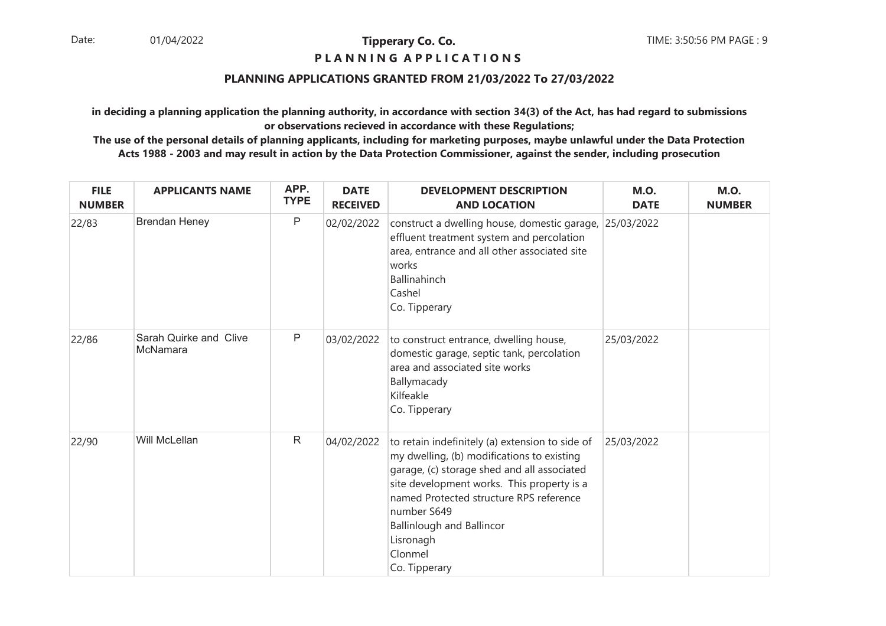**Tipperary Co. Co.**

**P L A N N I N G A P P L I C A T I O N S**

**PLANNING APPLICATIONS GRANTED FROM 21/03/2022 To 27/03/2022**

**in deciding a planning application the planning authority, in accordance with section 34(3) of the Act, has had regard to submissions or observations recieved in accordance with these Regulations;**

**The use of the personal details of planning applicants, including for marketing purposes, maybe unlawful under the Data Protection Acts 1988 - 2003 and may result in action by the Data Protection Commissioner, against the sender, including prosecution**

| FILE NUMBER | APPLICANTS NAME | APP. TYPE | DATE RECEIVED | DEVELOPMENT DESCRIPTION AND LOCATION | M.O. DATE | M.O. NUMBER |
|---|---|---|---|---|---|---|
| 22/83 | Brendan Heney | P | 02/02/2022 | construct a dwelling house, domestic garage, effluent treatment system and percolation area, entrance and all other associated site works<br>Ballinahinch<br>Cashel<br>Co. Tipperary | 25/03/2022 | |
| 22/86 | Sarah Quirke and Clive McNamara | P | 03/02/2022 | to construct entrance, dwelling house, domestic garage, septic tank, percolation area and associated site works<br>Ballymacady<br>Kilfeakle<br>Co. Tipperary | 25/03/2022 | |
| 22/90 | Will McLellan | R | 04/02/2022 | to retain indefinitely (a) extension to side of my dwelling, (b) modifications to existing garage, (c) storage shed and all associated site development works. This property is a named Protected structure RPS reference number S649<br>Ballinlough and Ballincor<br>Lisronagh<br>Clonmel<br>Co. Tipperary | 25/03/2022 | |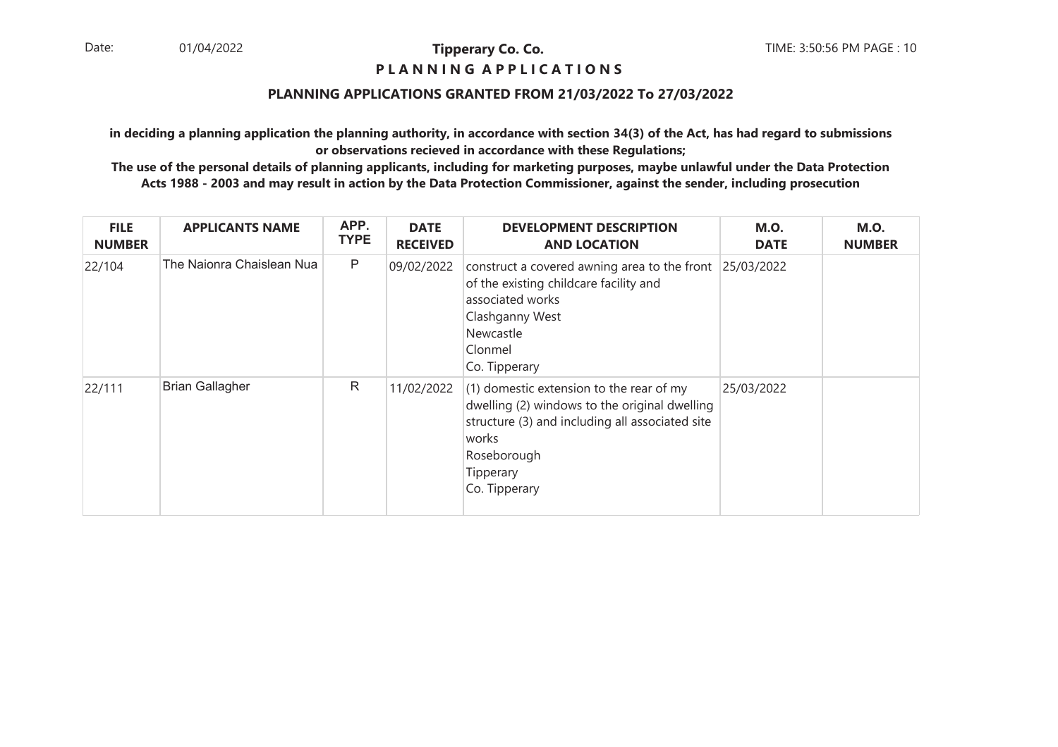## Tipperary Co. Co.

**P L A N N I N G   A P P L I C A T I O N S**

**PLANNING APPLICATIONS GRANTED FROM 21/03/2022 To 27/03/2022**

**in deciding a planning application the planning authority, in accordance with section 34(3) of the Act, has had regard to submissions or observations recieved in accordance with these Regulations;**

**The use of the personal details of planning applicants, including for marketing purposes, maybe unlawful under the Data Protection Acts 1988 - 2003 and may result in action by the Data Protection Commissioner, against the sender, including prosecution**

| FILE NUMBER | APPLICANTS NAME | APP. TYPE | DATE RECEIVED | DEVELOPMENT DESCRIPTION AND LOCATION | M.O. DATE | M.O. NUMBER |
|---|---|---|---|---|---|---|
| 22/104 | The Naionra Chaislean Nua | P | 09/02/2022 | construct a covered awning area to the front of the existing childcare facility and associated works<br>Clashganny West<br>Newcastle<br>Clonmel<br>Co. Tipperary | 25/03/2022 | |
| 22/111 | Brian Gallagher | R | 11/02/2022 | (1) domestic extension to the rear of my dwelling (2) windows to the original dwelling structure (3) and including all associated site works<br>Roseborough<br>Tipperary<br>Co. Tipperary | 25/03/2022 | |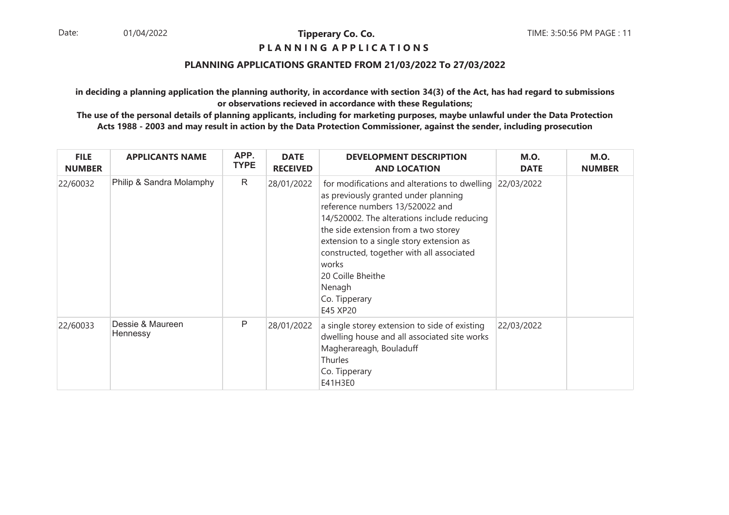**Tipperary Co. Co.**

**P L A N N I N G A P P L I C A T I O N S**

**PLANNING APPLICATIONS GRANTED FROM 21/03/2022 To 27/03/2022**

**in deciding a planning application the planning authority, in accordance with section 34(3) of the Act, has had regard to submissions or observations recieved in accordance with these Regulations;**

**The use of the personal details of planning applicants, including for marketing purposes, maybe unlawful under the Data Protection Acts 1988 - 2003 and may result in action by the Data Protection Commissioner, against the sender, including prosecution**

| FILE NUMBER | APPLICANTS NAME | APP. TYPE | DATE RECEIVED | DEVELOPMENT DESCRIPTION AND LOCATION | M.O. DATE | M.O. NUMBER |
|---|---|---|---|---|---|---|
| 22/60032 | Philip & Sandra Molamphy | R | 28/01/2022 | for modifications and alterations to dwelling as previously granted under planning reference numbers 13/520022 and 14/520002. The alterations include reducing the side extension from a two storey extension to a single story extension as constructed, together with all associated works<br>20 Coille Bheithe<br>Nenagh<br>Co. Tipperary<br>E45 XP20 | 22/03/2022 | |
| 22/60033 | Dessie & Maureen Hennessy | P | 28/01/2022 | a single storey extension to side of existing dwelling house and all associated site works<br>Magherareagh, Bouladuff<br>Thurles<br>Co. Tipperary<br>E41H3E0 | 22/03/2022 | |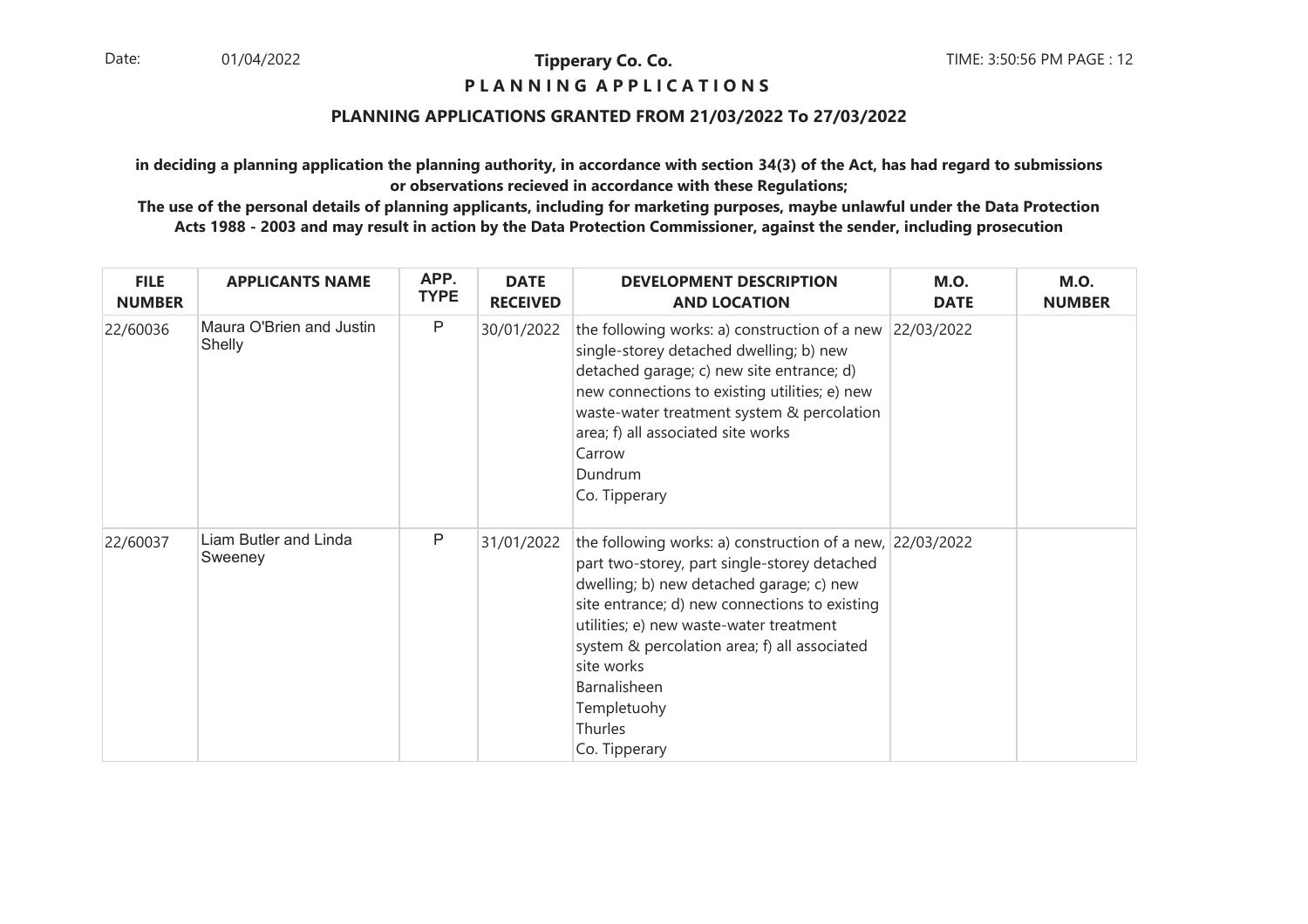**Tipperary Co. Co.**

**P L A N N I N G A P P L I C A T I O N S**

**PLANNING APPLICATIONS GRANTED FROM 21/03/2022 To 27/03/2022**

**in deciding a planning application the planning authority, in accordance with section 34(3) of the Act, has had regard to submissions or observations recieved in accordance with these Regulations;**

**The use of the personal details of planning applicants, including for marketing purposes, maybe unlawful under the Data Protection Acts 1988 - 2003 and may result in action by the Data Protection Commissioner, against the sender, including prosecution**

| FILE NUMBER | APPLICANTS NAME | APP. TYPE | DATE RECEIVED | DEVELOPMENT DESCRIPTION AND LOCATION | M.O. DATE | M.O. NUMBER |
|---|---|---|---|---|---|---|
| 22/60036 | Maura O'Brien and Justin Shelly | P | 30/01/2022 | the following works: a) construction of a new single-storey detached dwelling; b) new detached garage; c) new site entrance; d) new connections to existing utilities; e) new waste-water treatment system & percolation area; f) all associated site works<br>Carrow<br>Dundrum<br>Co. Tipperary | 22/03/2022 | |
| 22/60037 | Liam Butler and Linda Sweeney | P | 31/01/2022 | the following works: a) construction of a new, part two-storey, part single-storey detached dwelling; b) new detached garage; c) new site entrance; d) new connections to existing utilities; e) new waste-water treatment system & percolation area; f) all associated site works<br>Barnalisheen<br>Templetuohy<br>Thurles<br>Co. Tipperary | 22/03/2022 | |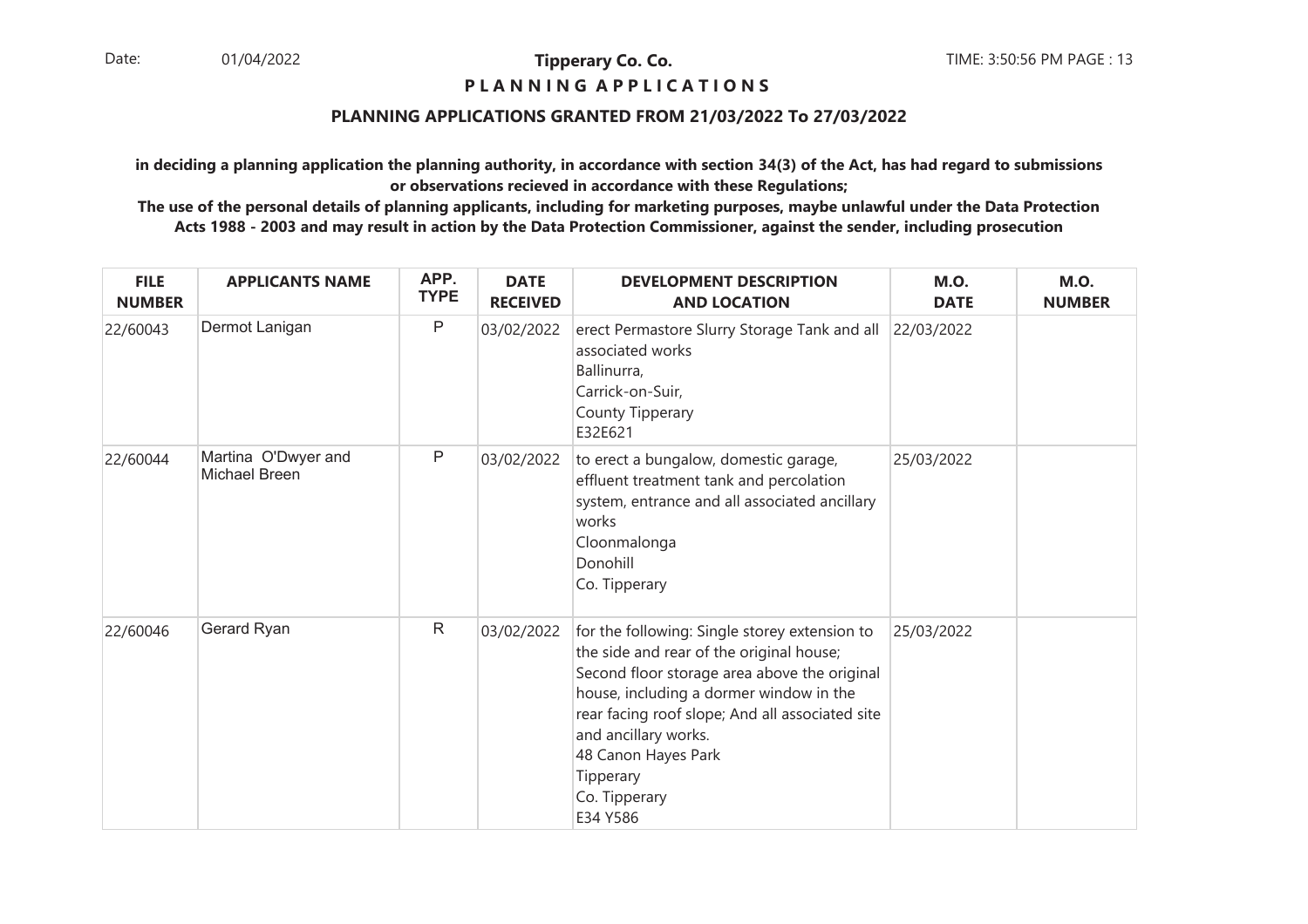**Tipperary Co. Co.**

**P L A N N I N G A P P L I C A T I O N S**

**PLANNING APPLICATIONS GRANTED FROM 21/03/2022 To 27/03/2022**

**in deciding a planning application the planning authority, in accordance with section 34(3) of the Act, has had regard to submissions or observations recieved in accordance with these Regulations;**

**The use of the personal details of planning applicants, including for marketing purposes, maybe unlawful under the Data Protection Acts 1988 - 2003 and may result in action by the Data Protection Commissioner, against the sender, including prosecution**

| FILE NUMBER | APPLICANTS NAME | APP. TYPE | DATE RECEIVED | DEVELOPMENT DESCRIPTION AND LOCATION | M.O. DATE | M.O. NUMBER |
|---|---|---|---|---|---|---|
| 22/60043 | Dermot Lanigan | P | 03/02/2022 | erect Permastore Slurry Storage Tank and all associated works<br>Ballinurra,<br>Carrick-on-Suir,<br>County Tipperary<br>E32E621 | 22/03/2022 | |
| 22/60044 | Martina O'Dwyer and Michael Breen | P | 03/02/2022 | to erect a bungalow, domestic garage, effluent treatment tank and percolation system, entrance and all associated ancillary works<br>Cloonmalonga<br>Donohill<br>Co. Tipperary | 25/03/2022 | |
| 22/60046 | Gerard Ryan | R | 03/02/2022 | for the following: Single storey extension to the side and rear of the original house; Second floor storage area above the original house, including a dormer window in the rear facing roof slope; And all associated site and ancillary works.<br>48 Canon Hayes Park<br>Tipperary<br>Co. Tipperary<br>E34 Y586 | 25/03/2022 | |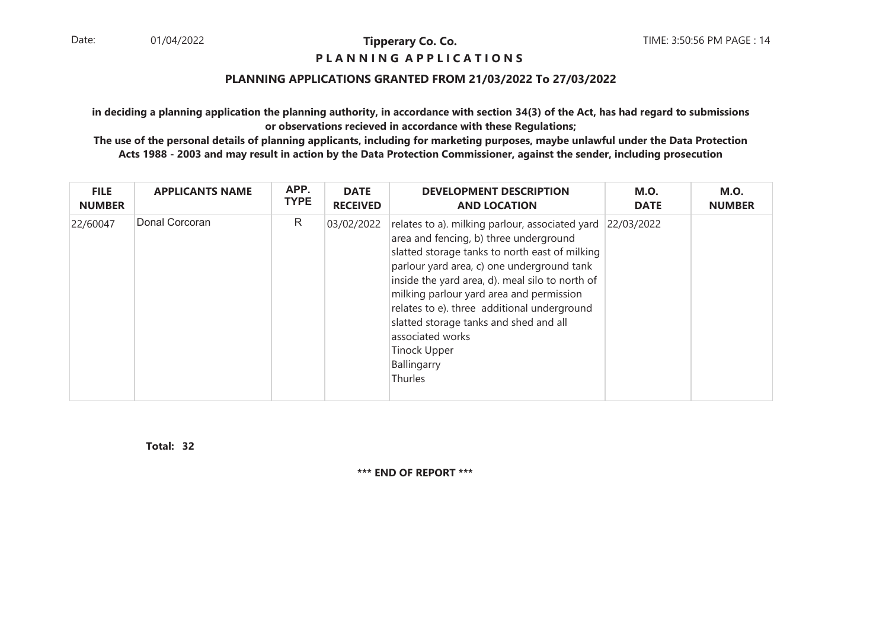**Tipperary Co. Co.**

**P L A N N I N G  A P P L I C A T I O N S**

**PLANNING APPLICATIONS GRANTED FROM 21/03/2022 To 27/03/2022**

**in deciding a planning application the planning authority, in accordance with section 34(3) of the Act, has had regard to submissions or observations recieved in accordance with these Regulations;**

**The use of the personal details of planning applicants, including for marketing purposes, maybe unlawful under the Data Protection Acts 1988 - 2003 and may result in action by the Data Protection Commissioner, against the sender, including prosecution**

| FILE NUMBER | APPLICANTS NAME | APP. TYPE | DATE RECEIVED | DEVELOPMENT DESCRIPTION AND LOCATION | M.O. DATE | M.O. NUMBER |
|---|---|---|---|---|---|---|
| 22/60047 | Donal Corcoran | R | 03/02/2022 | relates to a). milking parlour, associated yard area and fencing, b) three underground slatted storage tanks to north east of milking parlour yard area, c) one underground tank inside the yard area, d). meal silo to north of milking parlour yard area and permission relates to e). three additional underground slatted storage tanks and shed and all associated works<br>Tinock Upper<br>Ballingarry<br>Thurles | 22/03/2022 | |

**Total: 32**

**\*\*\* END OF REPORT \*\*\***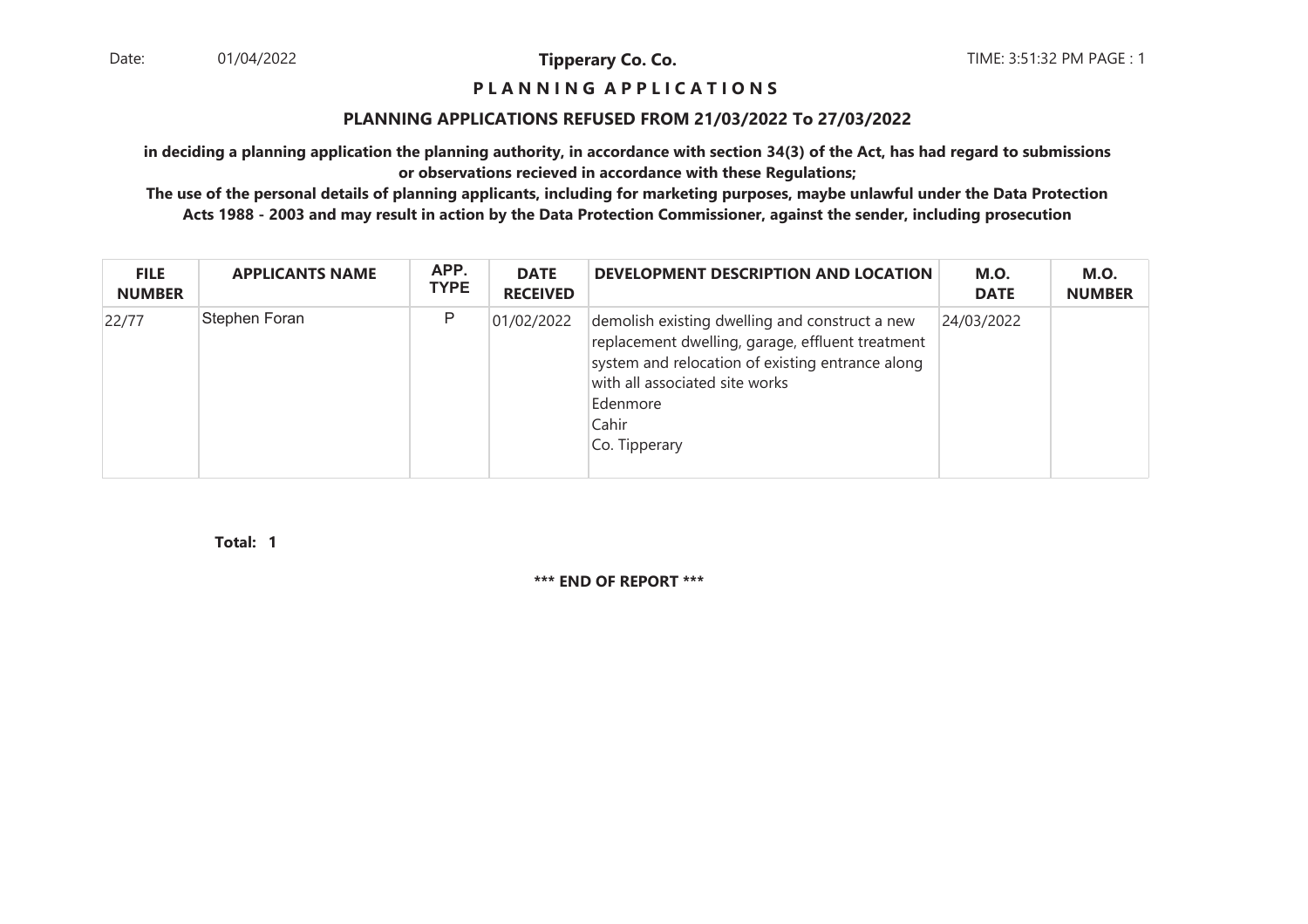Date: 01/04/2022 **Tipperary Co. Co.** TIME: 3:51:32 PM PAGE : 1

**P L A N N I N G A P P L I C A T I O N S**

**PLANNING APPLICATIONS REFUSED FROM 21/03/2022 To 27/03/2022**

**in deciding a planning application the planning authority, in accordance with section 34(3) of the Act, has had regard to submissions or observations recieved in accordance with these Regulations;**

**The use of the personal details of planning applicants, including for marketing purposes, maybe unlawful under the Data Protection Acts 1988 - 2003 and may result in action by the Data Protection Commissioner, against the sender, including prosecution**

| FILE NUMBER | APPLICANTS NAME | APP. TYPE | DATE RECEIVED | DEVELOPMENT DESCRIPTION AND LOCATION | M.O. DATE | M.O. NUMBER |
|---|---|---|---|---|---|---|
| 22/77 | Stephen Foran | P | 01/02/2022 | demolish existing dwelling and construct a new replacement dwelling, garage, effluent treatment system and relocation of existing entrance along with all associated site works<br>Edenmore<br>Cahir<br>Co. Tipperary | 24/03/2022 | |

**Total: 1**

**\*\*\* END OF REPORT \*\*\***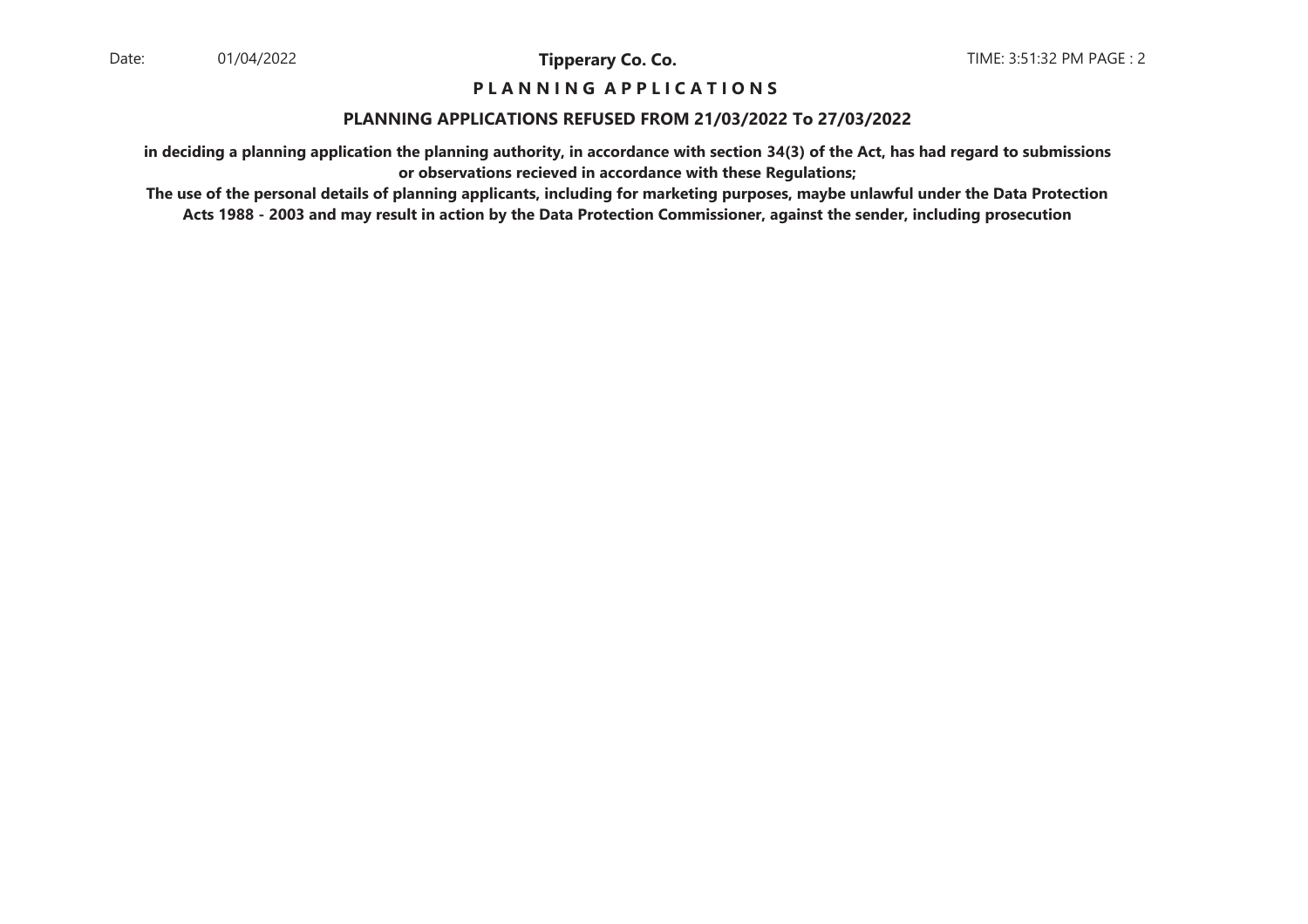# P L A N N I N G A P P L I C A T I O N S

## PLANNING APPLICATIONS REFUSED FROM 21/03/2022 To 27/03/2022

**in deciding a planning application the planning authority, in accordance with section 34(3) of the Act, has had regard to submissions or observations recieved in accordance with these Regulations;**

**The use of the personal details of planning applicants, including for marketing purposes, maybe unlawful under the Data Protection Acts 1988 - 2003 and may result in action by the Data Protection Commissioner, against the sender, including prosecution**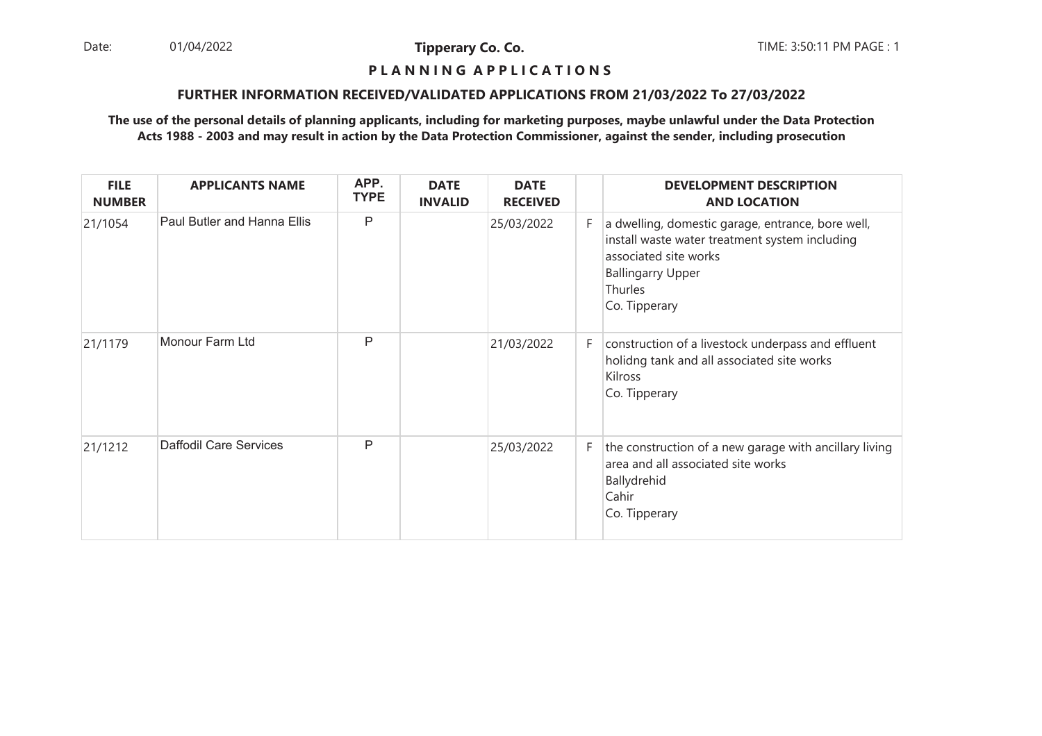**Tipperary Co. Co.**

**P L A N N I N G A P P L I C A T I O N S**

**FURTHER INFORMATION RECEIVED/VALIDATED APPLICATIONS FROM 21/03/2022 To 27/03/2022**

**The use of the personal details of planning applicants, including for marketing purposes, maybe unlawful under the Data Protection Acts 1988 - 2003 and may result in action by the Data Protection Commissioner, against the sender, including prosecution**

| FILE NUMBER | APPLICANTS NAME | APP. TYPE | DATE INVALID | DATE RECEIVED | | DEVELOPMENT DESCRIPTION AND LOCATION |
|---|---|---|---|---|---|---|
| 21/1054 | Paul Butler and Hanna Ellis | P | | 25/03/2022 | F | a dwelling, domestic garage, entrance, bore well, install waste water treatment system including associated site works<br>Ballingarry Upper<br>Thurles<br>Co. Tipperary |
| 21/1179 | Monour Farm Ltd | P | | 21/03/2022 | F | construction of a livestock underpass and effluent holidng tank and all associated site works<br>Kilross<br>Co. Tipperary |
| 21/1212 | Daffodil Care Services | P | | 25/03/2022 | F | the construction of a new garage with ancillary living area and all associated site works<br>Ballydrehid<br>Cahir<br>Co. Tipperary |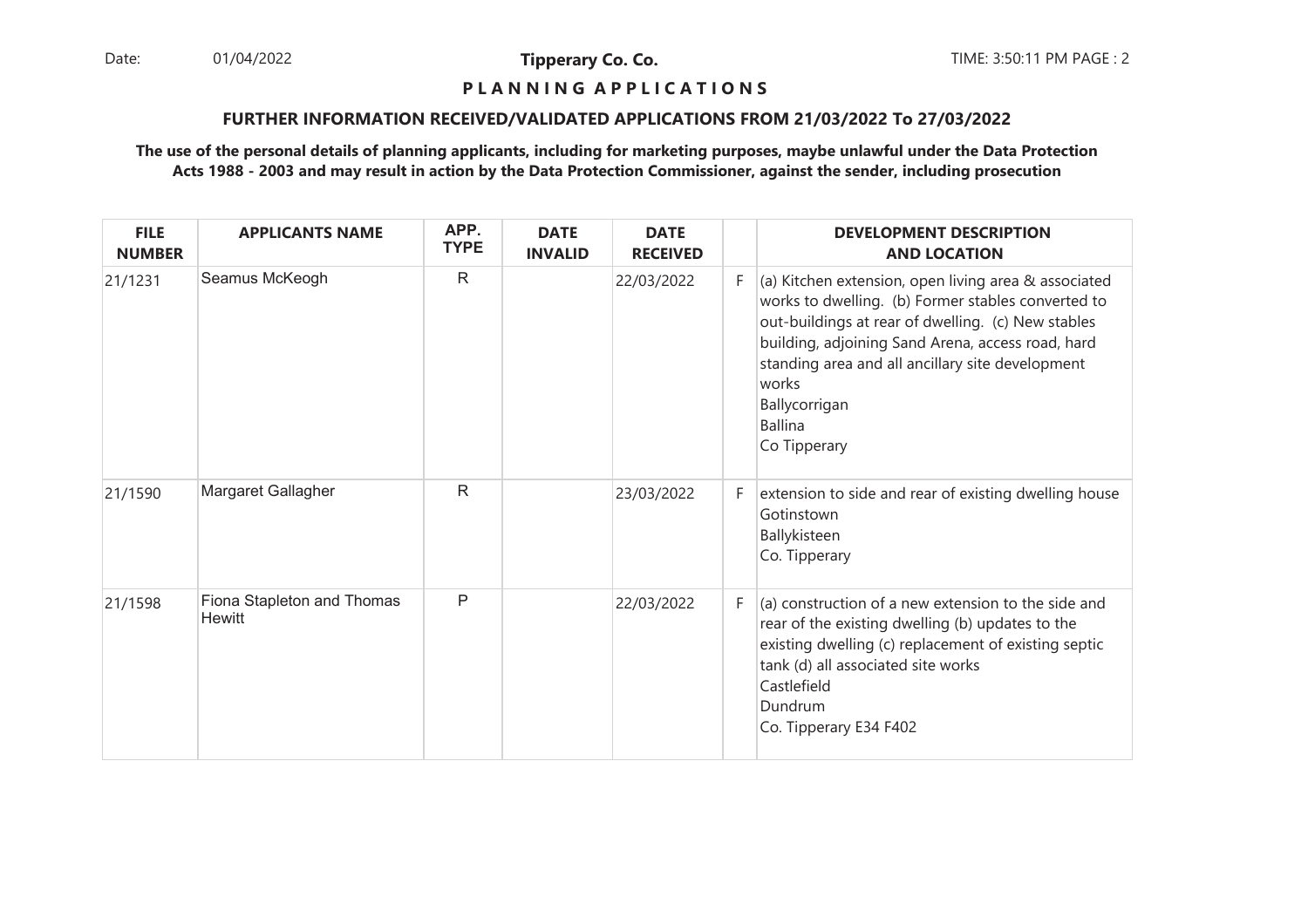**P L A N N I N G A P P L I C A T I O N S**

**FURTHER INFORMATION RECEIVED/VALIDATED APPLICATIONS FROM 21/03/2022 To 27/03/2022**

**The use of the personal details of planning applicants, including for marketing purposes, maybe unlawful under the Data Protection Acts 1988 - 2003 and may result in action by the Data Protection Commissioner, against the sender, including prosecution**

| FILE NUMBER | APPLICANTS NAME | APP. TYPE | DATE INVALID | DATE RECEIVED | | DEVELOPMENT DESCRIPTION AND LOCATION |
|---|---|---|---|---|---|---|
| 21/1231 | Seamus McKeogh | R | | 22/03/2022 | F | (a) Kitchen extension, open living area & associated works to dwelling. (b) Former stables converted to out-buildings at rear of dwelling. (c) New stables building, adjoining Sand Arena, access road, hard standing area and all ancillary site development works<br>Ballycorrigan<br>Ballina<br>Co Tipperary |
| 21/1590 | Margaret Gallagher | R | | 23/03/2022 | F | extension to side and rear of existing dwelling house<br>Gotinstown<br>Ballykisteen<br>Co. Tipperary |
| 21/1598 | Fiona Stapleton and Thomas Hewitt | P | | 22/03/2022 | F | (a) construction of a new extension to the side and rear of the existing dwelling (b) updates to the existing dwelling (c) replacement of existing septic tank (d) all associated site works<br>Castlefield<br>Dundrum<br>Co. Tipperary E34 F402 |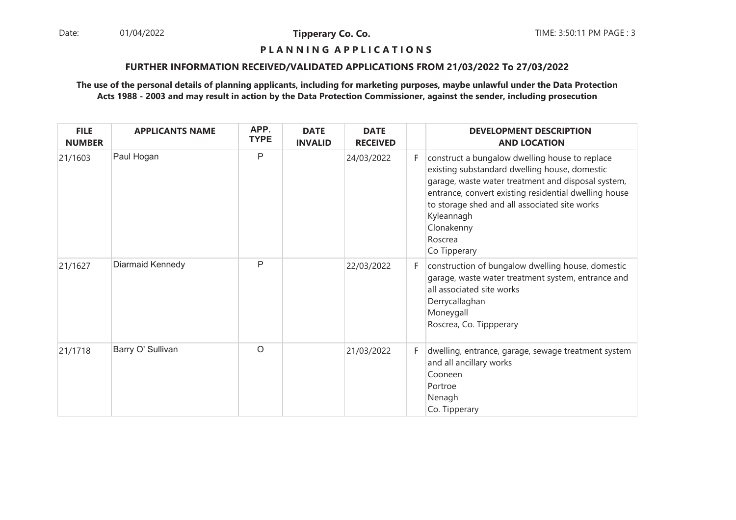**Tipperary Co. Co.**

**P L A N N I N G   A P P L I C A T I O N S**

**FURTHER INFORMATION RECEIVED/VALIDATED APPLICATIONS FROM 21/03/2022 To 27/03/2022**

**The use of the personal details of planning applicants, including for marketing purposes, maybe unlawful under the Data Protection Acts 1988 - 2003 and may result in action by the Data Protection Commissioner, against the sender, including prosecution**

| FILE NUMBER | APPLICANTS NAME | APP. TYPE | DATE INVALID | DATE RECEIVED | | DEVELOPMENT DESCRIPTION AND LOCATION |
|---|---|---|---|---|---|---|
| 21/1603 | Paul Hogan | P | | 24/03/2022 | F | construct a bungalow dwelling house to replace existing substandard dwelling house, domestic garage, waste water treatment and disposal system, entrance, convert existing residential dwelling house to storage shed and all associated site works Kyleannagh Clonakenny Roscrea Co Tipperary |
| 21/1627 | Diarmaid Kennedy | P | | 22/03/2022 | F | construction of bungalow dwelling house, domestic garage, waste water treatment system, entrance and all associated site works Derrycallaghan Moneygall Roscrea, Co. Tippperary |
| 21/1718 | Barry O' Sullivan | O | | 21/03/2022 | F | dwelling, entrance, garage, sewage treatment system and all ancillary works Cooneen Portroe Nenagh Co. Tipperary |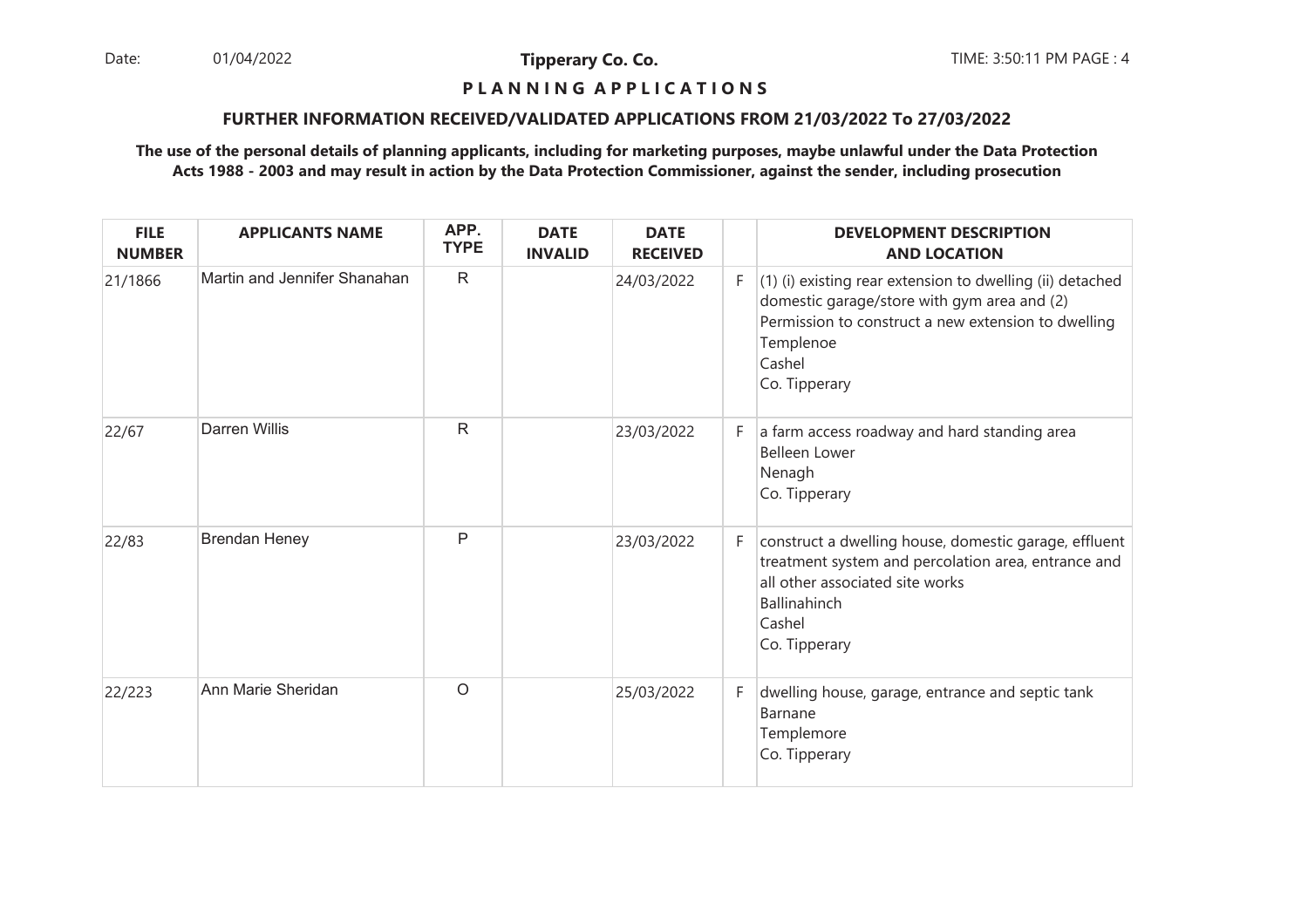Date: 01/04/2022 **Tipperary Co. Co.** TIME: 3:50:11 PM PAGE : 4

**P L A N N I N G A P P L I C A T I O N S**

**FURTHER INFORMATION RECEIVED/VALIDATED APPLICATIONS FROM 21/03/2022 To 27/03/2022**

**The use of the personal details of planning applicants, including for marketing purposes, maybe unlawful under the Data Protection Acts 1988 - 2003 and may result in action by the Data Protection Commissioner, against the sender, including prosecution**

| FILE NUMBER | APPLICANTS NAME | APP. TYPE | DATE INVALID | DATE RECEIVED | | DEVELOPMENT DESCRIPTION AND LOCATION |
|---|---|---|---|---|---|---|
| 21/1866 | Martin and Jennifer Shanahan | R | | 24/03/2022 | F | (1) (i) existing rear extension to dwelling (ii) detached domestic garage/store with gym area and (2) Permission to construct a new extension to dwelling<br>Templenoe<br>Cashel<br>Co. Tipperary |
| 22/67 | Darren Willis | R | | 23/03/2022 | F | a farm access roadway and hard standing area<br>Belleen Lower<br>Nenagh<br>Co. Tipperary |
| 22/83 | Brendan Heney | P | | 23/03/2022 | F | construct a dwelling house, domestic garage, effluent treatment system and percolation area, entrance and all other associated site works<br>Ballinahinch<br>Cashel<br>Co. Tipperary |
| 22/223 | Ann Marie Sheridan | O | | 25/03/2022 | F | dwelling house, garage, entrance and septic tank<br>Barnane<br>Templemore<br>Co. Tipperary |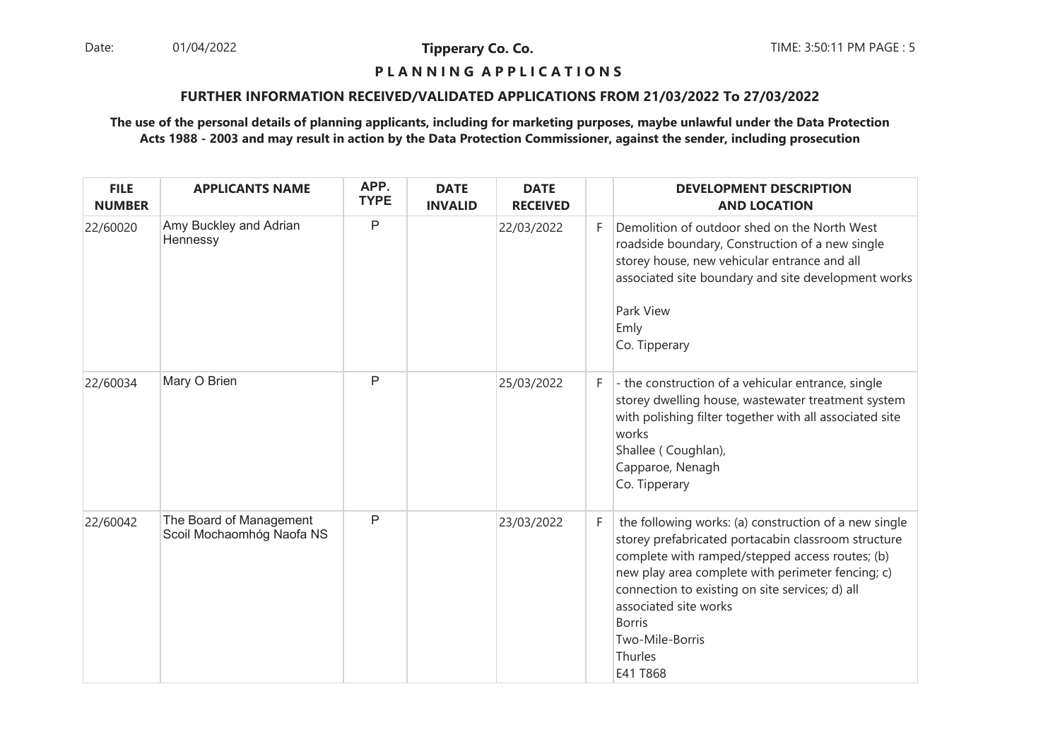**Tipperary Co. Co.**

**P L A N N I N G   A P P L I C A T I O N S**

**FURTHER INFORMATION RECEIVED/VALIDATED APPLICATIONS FROM 21/03/2022 To 27/03/2022**

**The use of the personal details of planning applicants, including for marketing purposes, maybe unlawful under the Data Protection Acts 1988 - 2003 and may result in action by the Data Protection Commissioner, against the sender, including prosecution**

| FILE NUMBER | APPLICANTS NAME | APP. TYPE | DATE INVALID | DATE RECEIVED | | DEVELOPMENT DESCRIPTION AND LOCATION |
|---|---|---|---|---|---|---|
| 22/60020 | Amy Buckley and Adrian Hennessy | P | | 22/03/2022 | F | Demolition of outdoor shed on the North West roadside boundary, Construction of a new single storey house, new vehicular entrance and all associated site boundary and site development works<br><br>Park View<br>Emly<br>Co. Tipperary |
| 22/60034 | Mary O Brien | P | | 25/03/2022 | F | - the construction of a vehicular entrance, single storey dwelling house, wastewater treatment system with polishing filter together with all associated site works<br>Shallee ( Coughlan),<br>Capparoe, Nenagh<br>Co. Tipperary |
| 22/60042 | The Board of Management Scoil Mochaomhóg Naofa NS | P | | 23/03/2022 | F | the following works: (a) construction of a new single storey prefabricated portacabin classroom structure complete with ramped/stepped access routes; (b) new play area complete with perimeter fencing; c) connection to existing on site services; d) all associated site works<br>Borris<br>Two-Mile-Borris<br>Thurles<br>E41 T868 |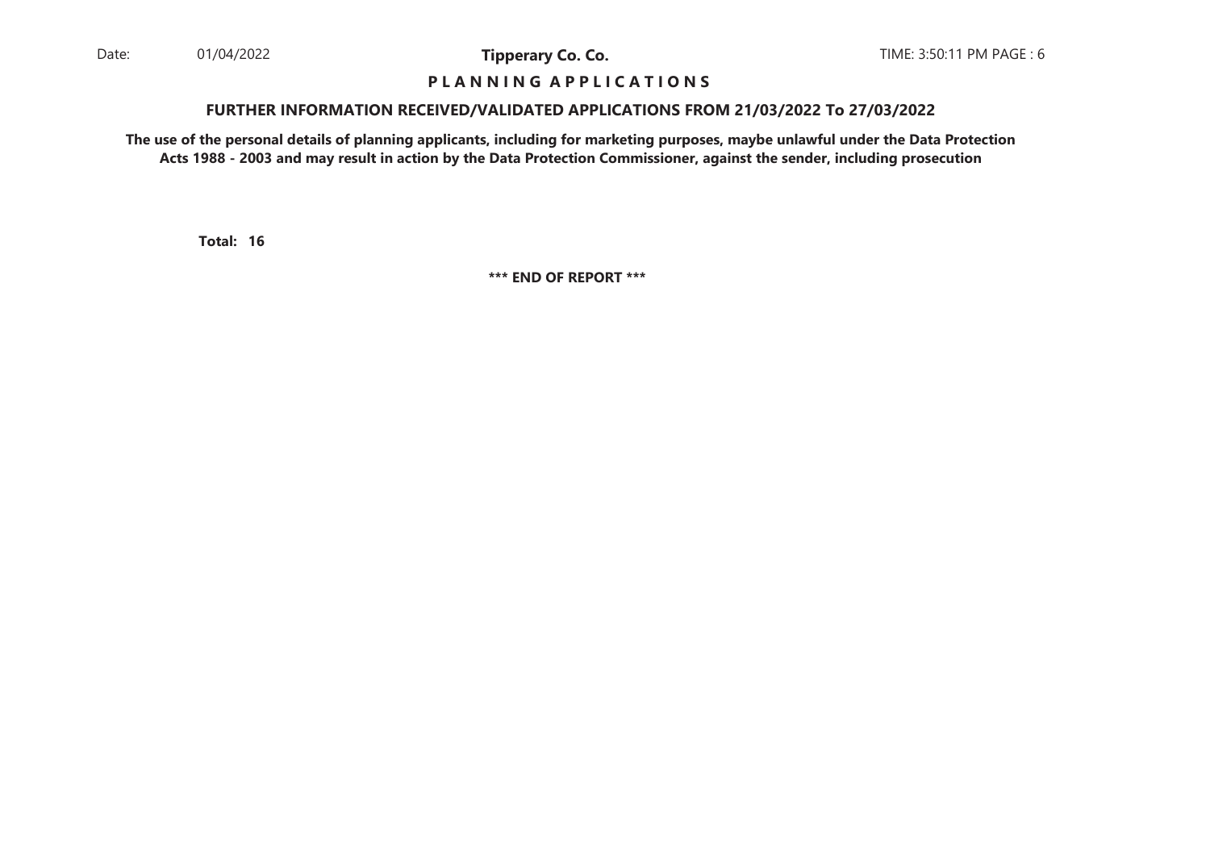**P L A N N I N G   A P P L I C A T I O N S**

**FURTHER INFORMATION RECEIVED/VALIDATED APPLICATIONS FROM 21/03/2022 To 27/03/2022**

**The use of the personal details of planning applicants, including for marketing purposes, maybe unlawful under the Data Protection Acts 1988 - 2003 and may result in action by the Data Protection Commissioner, against the sender, including prosecution**

**Total: 16**

**\*\*\* END OF REPORT \*\*\***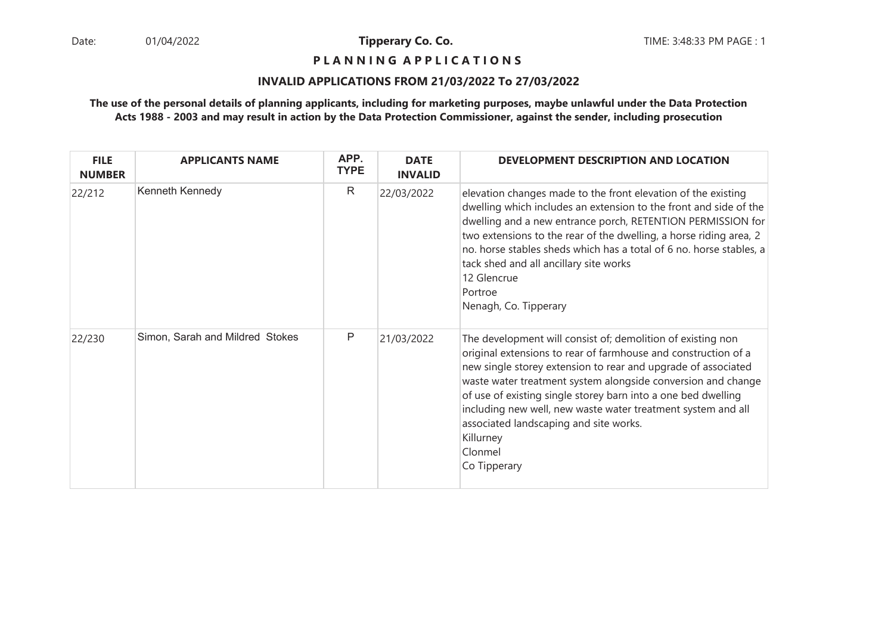Date: 01/04/2022

**Tipperary Co. Co.**

TIME: 3:48:33 PM PAGE : 1

## P L A N N I N G A P P L I C A T I O N S

### INVALID APPLICATIONS FROM 21/03/2022 To 27/03/2022

**The use of the personal details of planning applicants, including for marketing purposes, maybe unlawful under the Data Protection Acts 1988 - 2003 and may result in action by the Data Protection Commissioner, against the sender, including prosecution**

| FILE NUMBER | APPLICANTS NAME | APP. TYPE | DATE INVALID | DEVELOPMENT DESCRIPTION AND LOCATION |
|---|---|---|---|---|
| 22/212 | Kenneth Kennedy | R | 22/03/2022 | elevation changes made to the front elevation of the existing dwelling which includes an extension to the front and side of the dwelling and a new entrance porch, RETENTION PERMISSION for two extensions to the rear of the dwelling, a horse riding area, 2 no. horse stables sheds which has a total of 6 no. horse stables, a tack shed and all ancillary site works<br>12 Glencrue<br>Portroe<br>Nenagh, Co. Tipperary |
| 22/230 | Simon, Sarah and Mildred Stokes | P | 21/03/2022 | The development will consist of; demolition of existing non original extensions to rear of farmhouse and construction of a new single storey extension to rear and upgrade of associated waste water treatment system alongside conversion and change of use of existing single storey barn into a one bed dwelling including new well, new waste water treatment system and all associated landscaping and site works.<br>Killurney<br>Clonmel<br>Co Tipperary |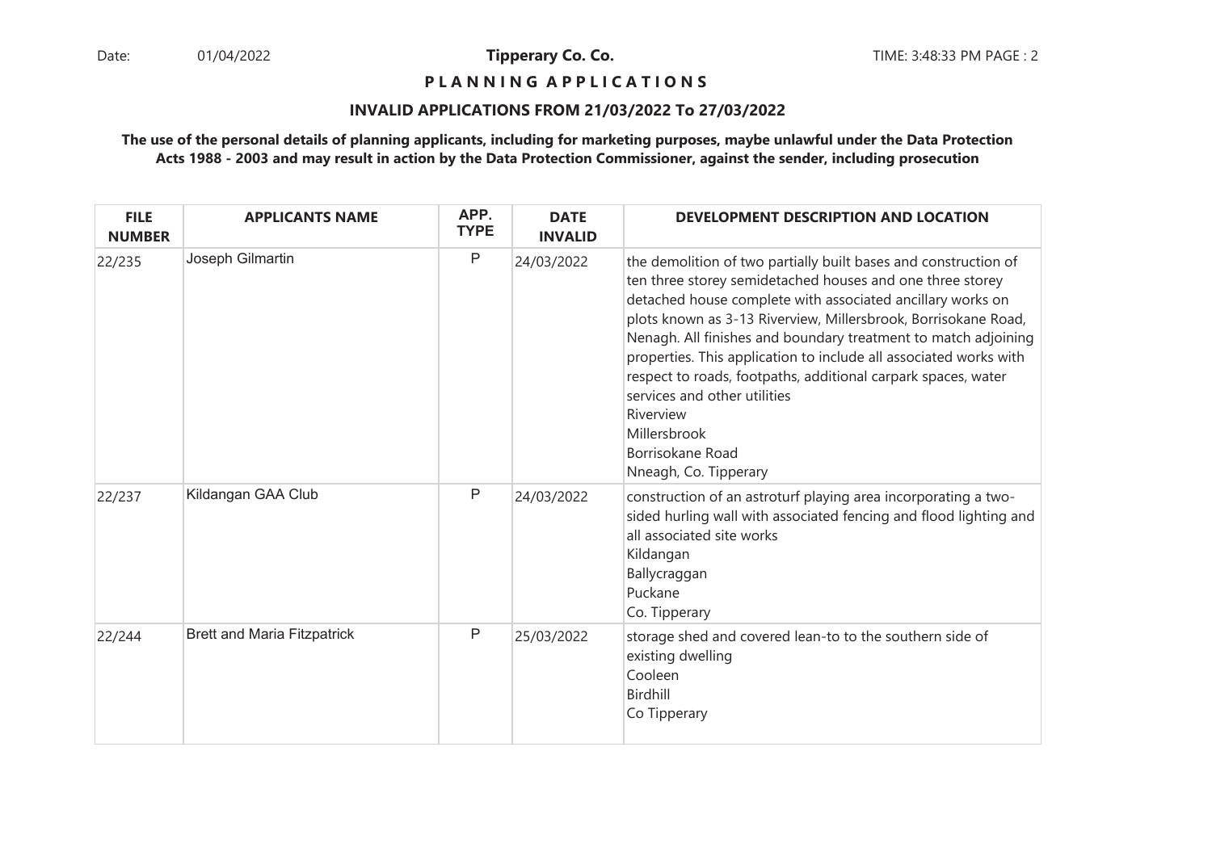**Tipperary Co. Co.**

**P L A N N I N G A P P L I C A T I O N S**

**INVALID APPLICATIONS FROM 21/03/2022 To 27/03/2022**

**The use of the personal details of planning applicants, including for marketing purposes, maybe unlawful under the Data Protection Acts 1988 - 2003 and may result in action by the Data Protection Commissioner, against the sender, including prosecution**

| FILE NUMBER | APPLICANTS NAME | APP. TYPE | DATE INVALID | DEVELOPMENT DESCRIPTION AND LOCATION |
|---|---|---|---|---|
| 22/235 | Joseph Gilmartin | P | 24/03/2022 | the demolition of two partially built bases and construction of ten three storey semidetached houses and one three storey detached house complete with associated ancillary works on plots known as 3-13 Riverview, Millersbrook, Borrisokane Road, Nenagh. All finishes and boundary treatment to match adjoining properties. This application to include all associated works with respect to roads, footpaths, additional carpark spaces, water services and other utilities<br>Riverview<br>Millersbrook<br>Borrisokane Road<br>Nneagh, Co. Tipperary |
| 22/237 | Kildangan GAA Club | P | 24/03/2022 | construction of an astroturf playing area incorporating a two-sided hurling wall with associated fencing and flood lighting and all associated site works<br>Kildangan<br>Ballycraggan<br>Puckane<br>Co. Tipperary |
| 22/244 | Brett and Maria Fitzpatrick | P | 25/03/2022 | storage shed and covered lean-to to the southern side of existing dwelling<br>Cooleen<br>Birdhill<br>Co Tipperary |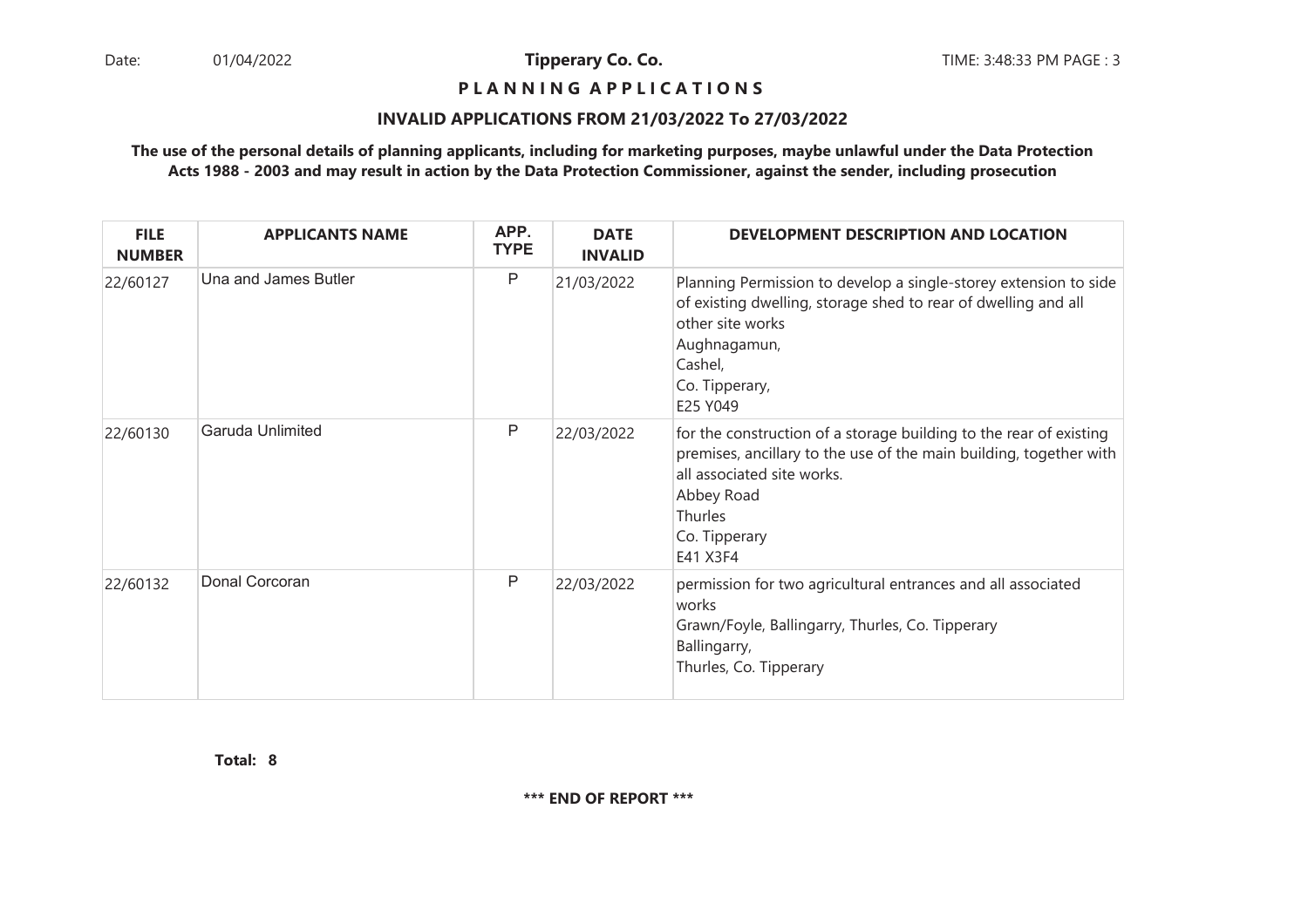**P L A N N I N G A P P L I C A T I O N S**

**INVALID APPLICATIONS FROM 21/03/2022 To 27/03/2022**

**The use of the personal details of planning applicants, including for marketing purposes, maybe unlawful under the Data Protection Acts 1988 - 2003 and may result in action by the Data Protection Commissioner, against the sender, including prosecution**

| FILE NUMBER | APPLICANTS NAME | APP. TYPE | DATE INVALID | DEVELOPMENT DESCRIPTION AND LOCATION |
|---|---|---|---|---|
| 22/60127 | Una and James Butler | P | 21/03/2022 | Planning Permission to develop a single-storey extension to side of existing dwelling, storage shed to rear of dwelling and all other site works<br>Aughnagamun,<br>Cashel,<br>Co. Tipperary,<br>E25 Y049 |
| 22/60130 | Garuda Unlimited | P | 22/03/2022 | for the construction of a storage building to the rear of existing premises, ancillary to the use of the main building, together with all associated site works.<br>Abbey Road<br>Thurles<br>Co. Tipperary<br>E41 X3F4 |
| 22/60132 | Donal Corcoran | P | 22/03/2022 | permission for two agricultural entrances and all associated works<br>Grawn/Foyle, Ballingarry, Thurles, Co. Tipperary<br>Ballingarry,<br>Thurles, Co. Tipperary |

**Total: 8**

**\*\*\* END OF REPORT \*\*\***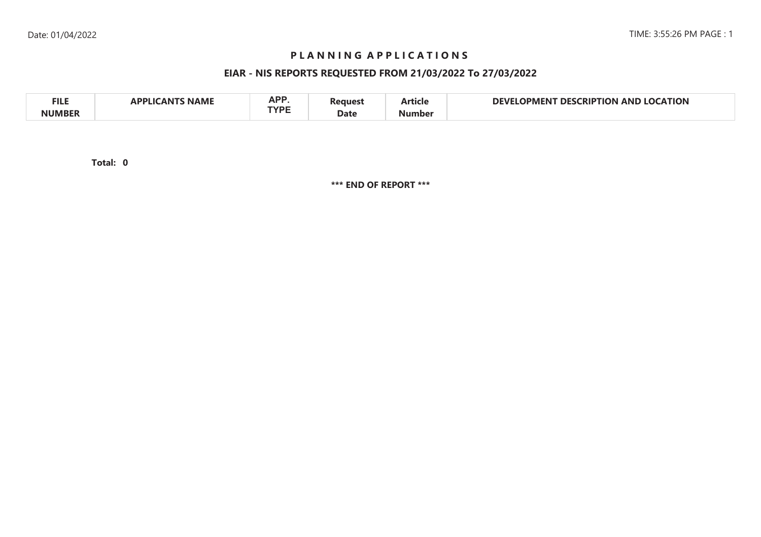# PLANNING APPLICATIONS

## EIAR - NIS REPORTS REQUESTED FROM 21/03/2022 To 27/03/2022

| FILE NUMBER | APPLICANTS NAME | APP. TYPE | Request Date | Article Number | DEVELOPMENT DESCRIPTION AND LOCATION |
|---|---|---|---|---|---|

**Total: 0**

**\*\*\* END OF REPORT \*\*\***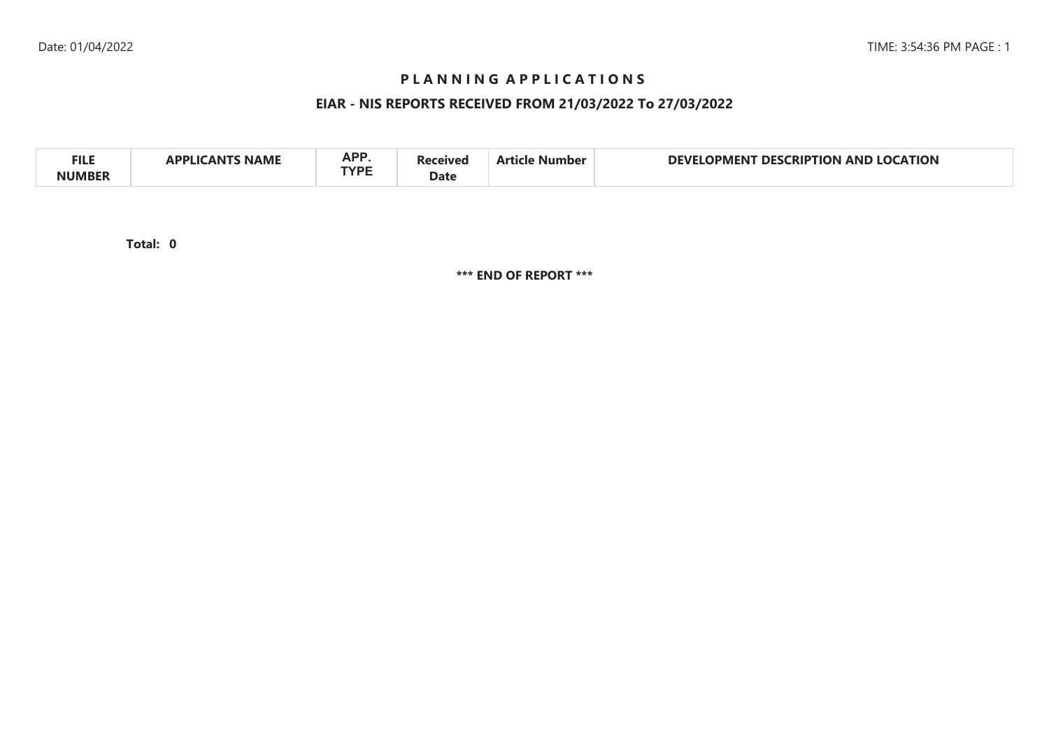# P L A N N I N G  A P P L I C A T I O N S

## EIAR - NIS REPORTS RECEIVED FROM 21/03/2022 To 27/03/2022

| FILE NUMBER | APPLICANTS NAME | APP. TYPE | Received Date | Article Number | DEVELOPMENT DESCRIPTION AND LOCATION |
|---|---|---|---|---|---|

**Total: 0**

**\*\*\* END OF REPORT \*\*\***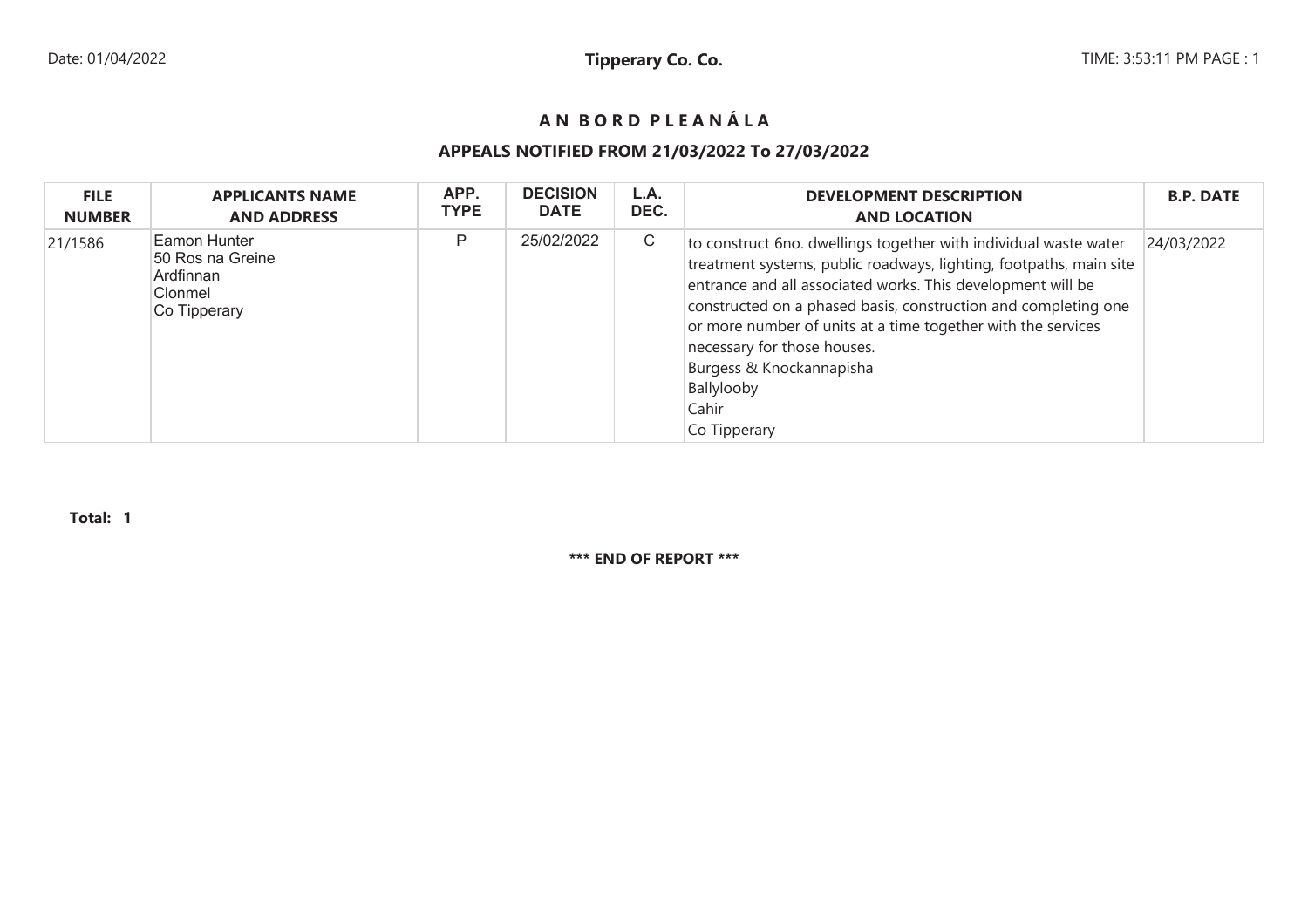Tipperary Co. Co.

# A N B O R D P L E A N Á L A

## APPEALS NOTIFIED FROM 21/03/2022 To 27/03/2022

| FILE NUMBER | APPLICANTS NAME AND ADDRESS | APP. TYPE | DECISION DATE | L.A. DEC. | DEVELOPMENT DESCRIPTION AND LOCATION | B.P. DATE |
|---|---|---|---|---|---|---|
| 21/1586 | Eamon Hunter<br>50 Ros na Greine<br>Ardfinnan<br>Clonmel<br>Co Tipperary | P | 25/02/2022 | C | to construct 6no. dwellings together with individual waste water treatment systems, public roadways, lighting, footpaths, main site entrance and all associated works. This development will be constructed on a phased basis, construction and completing one or more number of units at a time together with the services necessary for those houses.<br>Burgess & Knockannapisha<br>Ballylooby<br>Cahir<br>Co Tipperary | 24/03/2022 |

**Total: 1**

**\*\*\* END OF REPORT \*\*\***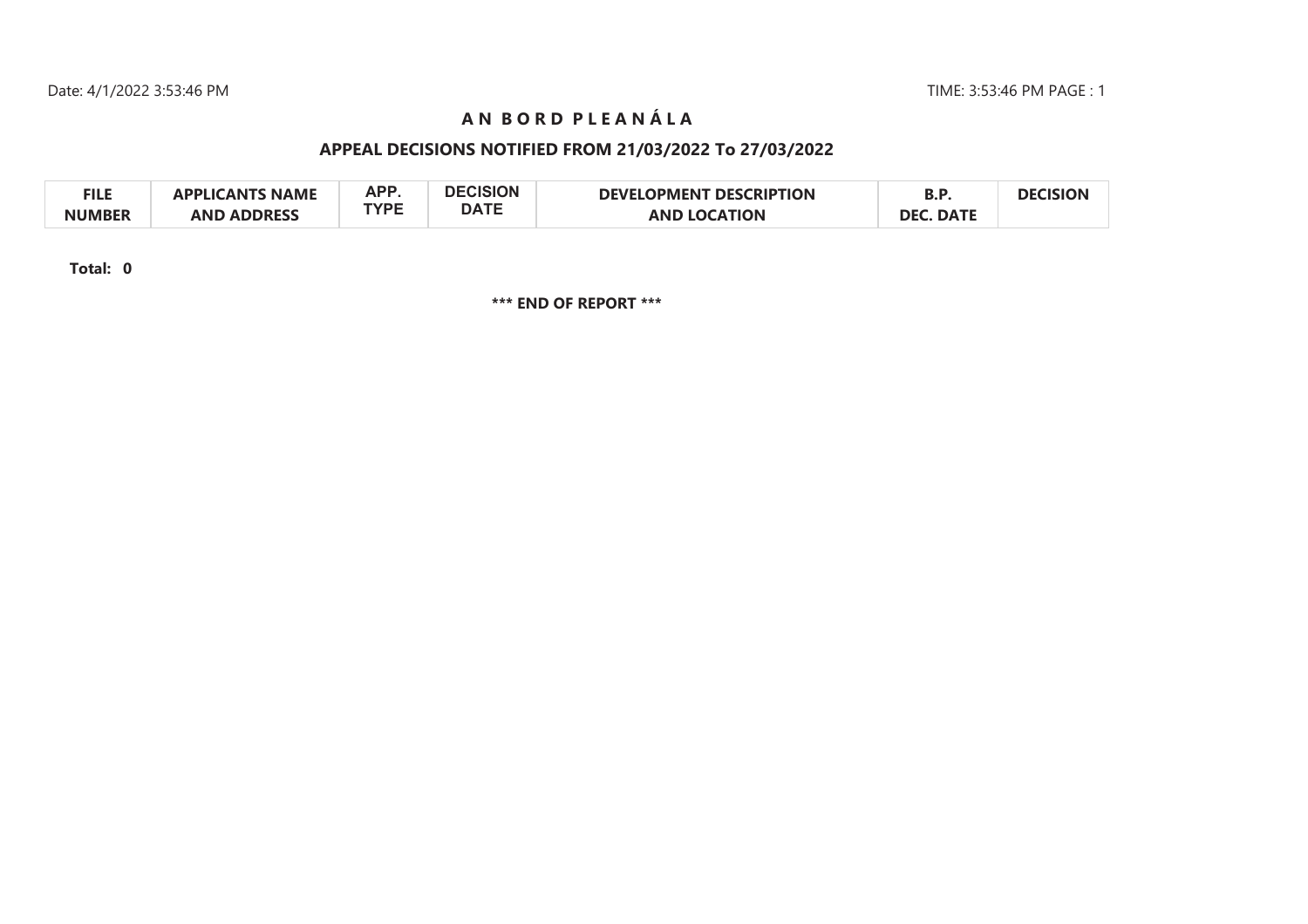Date: 4/1/2022 3:53:46 PM TIME: 3:53:46 PM PAGE : 1

# A N B O R D P L E A N Á L A

## APPEAL DECISIONS NOTIFIED FROM 21/03/2022 To 27/03/2022

| FILE NUMBER | APPLICANTS NAME AND ADDRESS | APP. TYPE | DECISION DATE | DEVELOPMENT DESCRIPTION AND LOCATION | B.P. DEC. DATE | DECISION |
|---|---|---|---|---|---|---|

**Total: 0**

**\*\*\* END OF REPORT \*\*\***